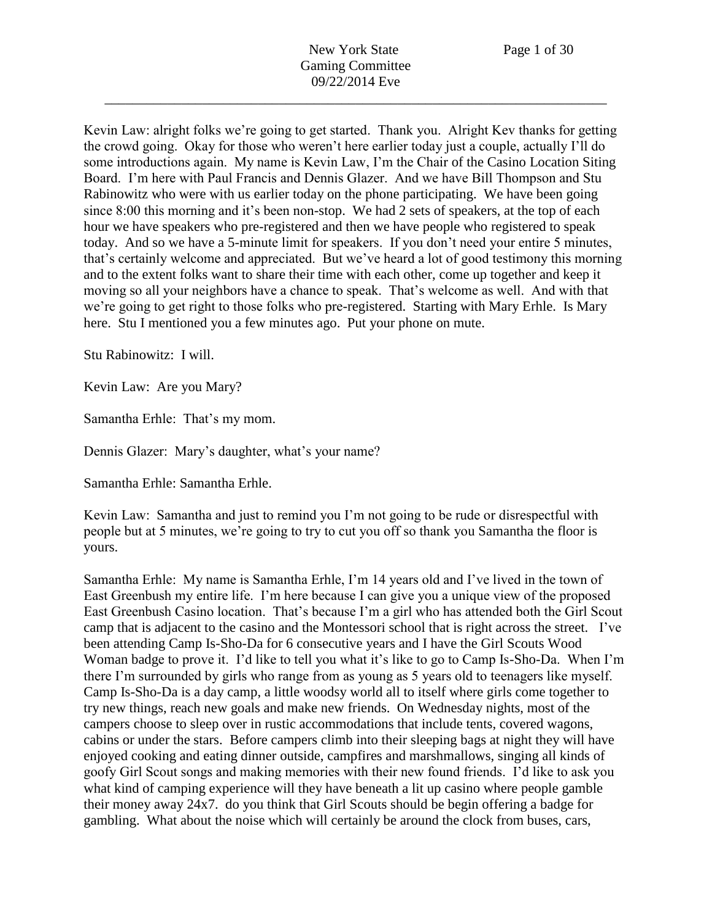Kevin Law: alright folks we're going to get started. Thank you. Alright Kev thanks for getting the crowd going. Okay for those who weren't here earlier today just a couple, actually I'll do some introductions again. My name is Kevin Law, I'm the Chair of the Casino Location Siting Board. I'm here with Paul Francis and Dennis Glazer. And we have Bill Thompson and Stu Rabinowitz who were with us earlier today on the phone participating. We have been going since 8:00 this morning and it's been non-stop. We had 2 sets of speakers, at the top of each hour we have speakers who pre-registered and then we have people who registered to speak today. And so we have a 5-minute limit for speakers. If you don't need your entire 5 minutes, that's certainly welcome and appreciated. But we've heard a lot of good testimony this morning and to the extent folks want to share their time with each other, come up together and keep it moving so all your neighbors have a chance to speak. That's welcome as well. And with that we're going to get right to those folks who pre-registered. Starting with Mary Erhle. Is Mary here. Stu I mentioned you a few minutes ago. Put your phone on mute.

Stu Rabinowitz: I will.

Kevin Law: Are you Mary?

Samantha Erhle: That's my mom.

Dennis Glazer: Mary's daughter, what's your name?

Samantha Erhle: Samantha Erhle.

Kevin Law: Samantha and just to remind you I'm not going to be rude or disrespectful with people but at 5 minutes, we're going to try to cut you off so thank you Samantha the floor is yours.

Samantha Erhle: My name is Samantha Erhle, I'm 14 years old and I've lived in the town of East Greenbush my entire life. I'm here because I can give you a unique view of the proposed East Greenbush Casino location. That's because I'm a girl who has attended both the Girl Scout camp that is adjacent to the casino and the Montessori school that is right across the street. I've been attending Camp Is-Sho-Da for 6 consecutive years and I have the Girl Scouts Wood Woman badge to prove it. I'd like to tell you what it's like to go to Camp Is-Sho-Da. When I'm there I'm surrounded by girls who range from as young as 5 years old to teenagers like myself. Camp Is-Sho-Da is a day camp, a little woodsy world all to itself where girls come together to try new things, reach new goals and make new friends. On Wednesday nights, most of the campers choose to sleep over in rustic accommodations that include tents, covered wagons, cabins or under the stars. Before campers climb into their sleeping bags at night they will have enjoyed cooking and eating dinner outside, campfires and marshmallows, singing all kinds of goofy Girl Scout songs and making memories with their new found friends. I'd like to ask you what kind of camping experience will they have beneath a lit up casino where people gamble their money away 24x7. do you think that Girl Scouts should be begin offering a badge for gambling. What about the noise which will certainly be around the clock from buses, cars,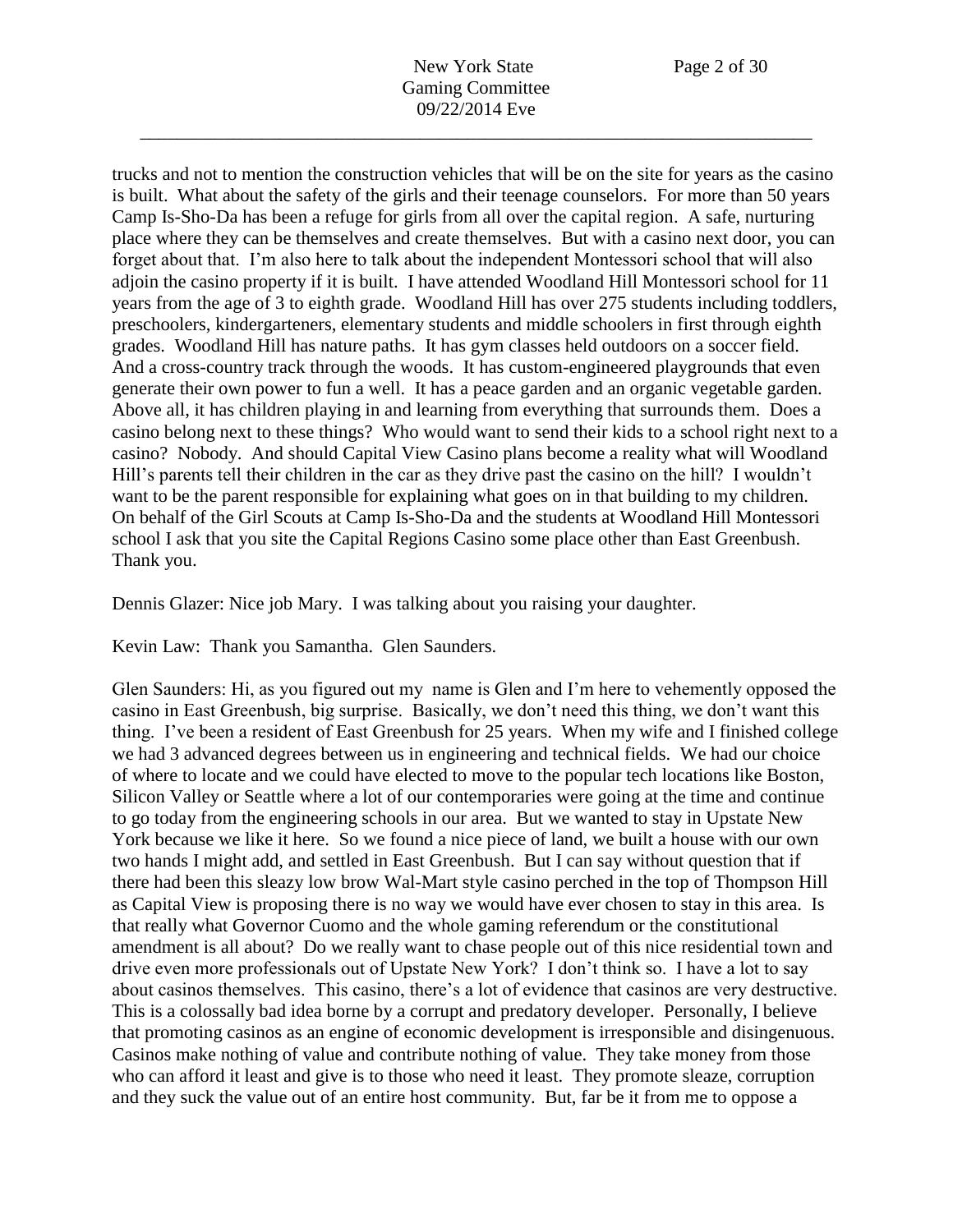trucks and not to mention the construction vehicles that will be on the site for years as the casino is built. What about the safety of the girls and their teenage counselors. For more than 50 years Camp Is-Sho-Da has been a refuge for girls from all over the capital region. A safe, nurturing place where they can be themselves and create themselves. But with a casino next door, you can forget about that. I'm also here to talk about the independent Montessori school that will also adjoin the casino property if it is built. I have attended Woodland Hill Montessori school for 11 years from the age of 3 to eighth grade. Woodland Hill has over 275 students including toddlers, preschoolers, kindergarteners, elementary students and middle schoolers in first through eighth grades. Woodland Hill has nature paths. It has gym classes held outdoors on a soccer field. And a cross-country track through the woods. It has custom-engineered playgrounds that even generate their own power to fun a well. It has a peace garden and an organic vegetable garden. Above all, it has children playing in and learning from everything that surrounds them. Does a casino belong next to these things? Who would want to send their kids to a school right next to a casino? Nobody. And should Capital View Casino plans become a reality what will Woodland Hill's parents tell their children in the car as they drive past the casino on the hill? I wouldn't want to be the parent responsible for explaining what goes on in that building to my children. On behalf of the Girl Scouts at Camp Is-Sho-Da and the students at Woodland Hill Montessori school I ask that you site the Capital Regions Casino some place other than East Greenbush. Thank you.

Dennis Glazer: Nice job Mary. I was talking about you raising your daughter.

Kevin Law: Thank you Samantha. Glen Saunders.

Glen Saunders: Hi, as you figured out my name is Glen and I'm here to vehemently opposed the casino in East Greenbush, big surprise. Basically, we don't need this thing, we don't want this thing. I've been a resident of East Greenbush for 25 years. When my wife and I finished college we had 3 advanced degrees between us in engineering and technical fields. We had our choice of where to locate and we could have elected to move to the popular tech locations like Boston, Silicon Valley or Seattle where a lot of our contemporaries were going at the time and continue to go today from the engineering schools in our area. But we wanted to stay in Upstate New York because we like it here. So we found a nice piece of land, we built a house with our own two hands I might add, and settled in East Greenbush. But I can say without question that if there had been this sleazy low brow Wal-Mart style casino perched in the top of Thompson Hill as Capital View is proposing there is no way we would have ever chosen to stay in this area. Is that really what Governor Cuomo and the whole gaming referendum or the constitutional amendment is all about? Do we really want to chase people out of this nice residential town and drive even more professionals out of Upstate New York? I don't think so. I have a lot to say about casinos themselves. This casino, there's a lot of evidence that casinos are very destructive. This is a colossally bad idea borne by a corrupt and predatory developer. Personally, I believe that promoting casinos as an engine of economic development is irresponsible and disingenuous. Casinos make nothing of value and contribute nothing of value. They take money from those who can afford it least and give is to those who need it least. They promote sleaze, corruption and they suck the value out of an entire host community. But, far be it from me to oppose a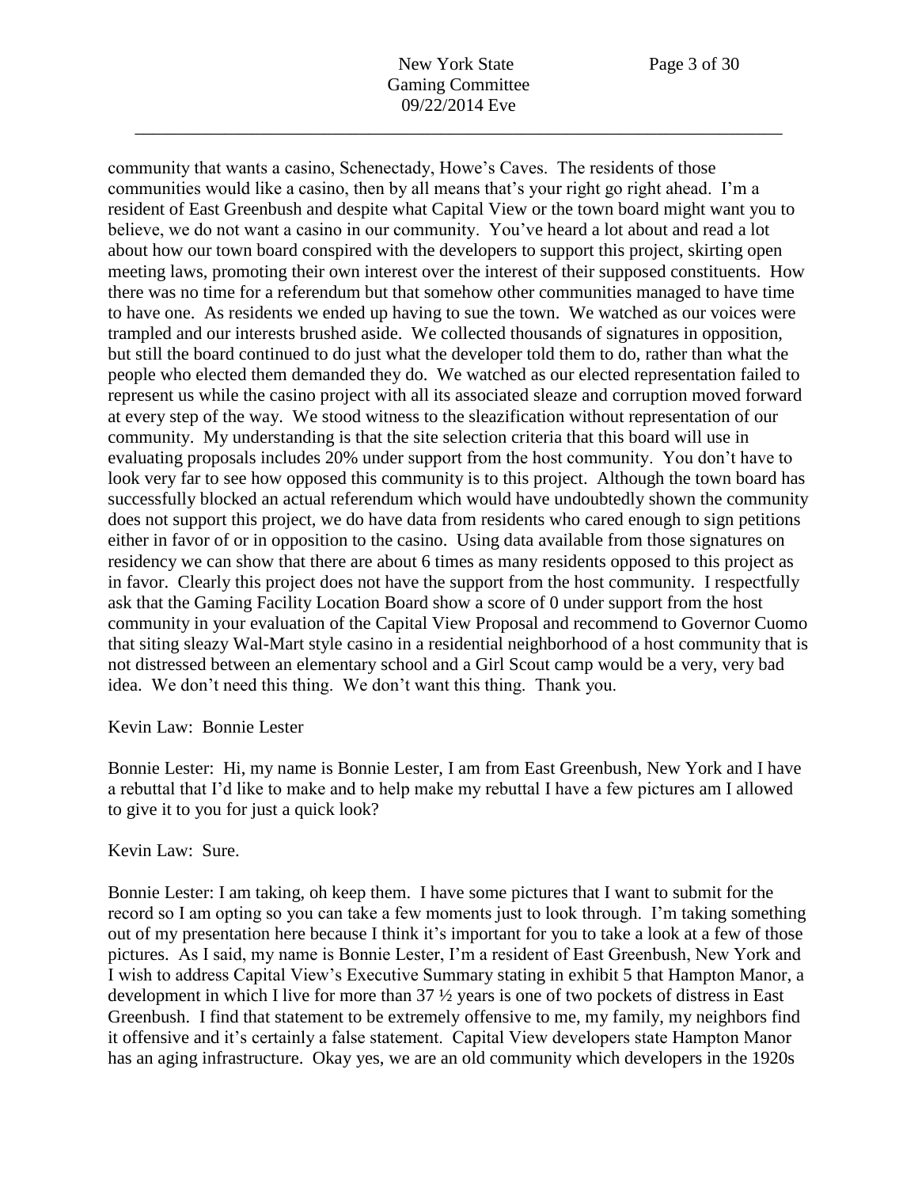community that wants a casino, Schenectady, Howe's Caves. The residents of those communities would like a casino, then by all means that's your right go right ahead. I'm a resident of East Greenbush and despite what Capital View or the town board might want you to believe, we do not want a casino in our community. You've heard a lot about and read a lot about how our town board conspired with the developers to support this project, skirting open meeting laws, promoting their own interest over the interest of their supposed constituents. How there was no time for a referendum but that somehow other communities managed to have time to have one. As residents we ended up having to sue the town. We watched as our voices were trampled and our interests brushed aside. We collected thousands of signatures in opposition, but still the board continued to do just what the developer told them to do, rather than what the people who elected them demanded they do. We watched as our elected representation failed to represent us while the casino project with all its associated sleaze and corruption moved forward at every step of the way. We stood witness to the sleazification without representation of our community. My understanding is that the site selection criteria that this board will use in evaluating proposals includes 20% under support from the host community. You don't have to look very far to see how opposed this community is to this project. Although the town board has successfully blocked an actual referendum which would have undoubtedly shown the community does not support this project, we do have data from residents who cared enough to sign petitions either in favor of or in opposition to the casino. Using data available from those signatures on residency we can show that there are about 6 times as many residents opposed to this project as in favor. Clearly this project does not have the support from the host community. I respectfully ask that the Gaming Facility Location Board show a score of 0 under support from the host community in your evaluation of the Capital View Proposal and recommend to Governor Cuomo that siting sleazy Wal-Mart style casino in a residential neighborhood of a host community that is not distressed between an elementary school and a Girl Scout camp would be a very, very bad idea. We don't need this thing. We don't want this thing. Thank you.

Kevin Law: Bonnie Lester

Bonnie Lester: Hi, my name is Bonnie Lester, I am from East Greenbush, New York and I have a rebuttal that I'd like to make and to help make my rebuttal I have a few pictures am I allowed to give it to you for just a quick look?

Kevin Law: Sure.

Bonnie Lester: I am taking, oh keep them. I have some pictures that I want to submit for the record so I am opting so you can take a few moments just to look through. I'm taking something out of my presentation here because I think it's important for you to take a look at a few of those pictures. As I said, my name is Bonnie Lester, I'm a resident of East Greenbush, New York and I wish to address Capital View's Executive Summary stating in exhibit 5 that Hampton Manor, a development in which I live for more than 37 ½ years is one of two pockets of distress in East Greenbush. I find that statement to be extremely offensive to me, my family, my neighbors find it offensive and it's certainly a false statement. Capital View developers state Hampton Manor has an aging infrastructure. Okay yes, we are an old community which developers in the 1920s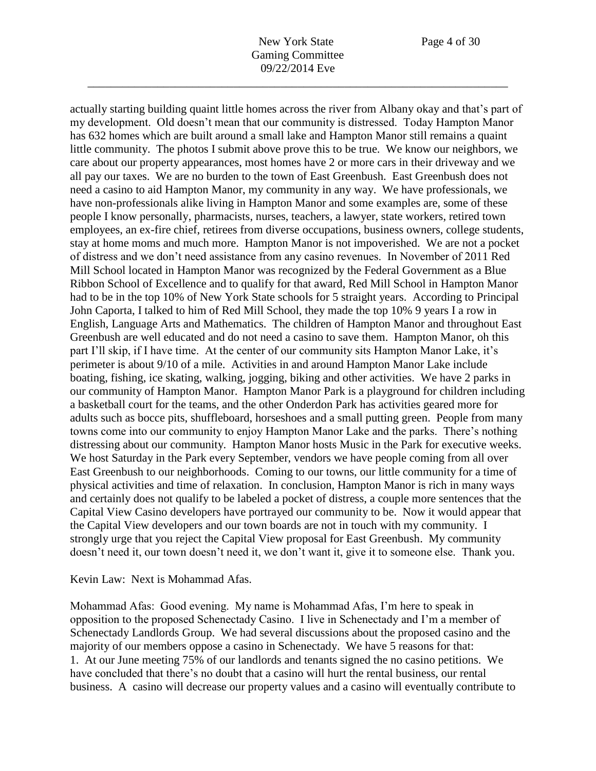actually starting building quaint little homes across the river from Albany okay and that's part of my development. Old doesn't mean that our community is distressed. Today Hampton Manor has 632 homes which are built around a small lake and Hampton Manor still remains a quaint little community. The photos I submit above prove this to be true. We know our neighbors, we care about our property appearances, most homes have 2 or more cars in their driveway and we all pay our taxes. We are no burden to the town of East Greenbush. East Greenbush does not need a casino to aid Hampton Manor, my community in any way. We have professionals, we have non-professionals alike living in Hampton Manor and some examples are, some of these people I know personally, pharmacists, nurses, teachers, a lawyer, state workers, retired town employees, an ex-fire chief, retirees from diverse occupations, business owners, college students, stay at home moms and much more. Hampton Manor is not impoverished. We are not a pocket of distress and we don't need assistance from any casino revenues. In November of 2011 Red Mill School located in Hampton Manor was recognized by the Federal Government as a Blue Ribbon School of Excellence and to qualify for that award, Red Mill School in Hampton Manor had to be in the top 10% of New York State schools for 5 straight years. According to Principal John Caporta, I talked to him of Red Mill School, they made the top 10% 9 years I a row in English, Language Arts and Mathematics. The children of Hampton Manor and throughout East Greenbush are well educated and do not need a casino to save them. Hampton Manor, oh this part I'll skip, if I have time. At the center of our community sits Hampton Manor Lake, it's perimeter is about 9/10 of a mile. Activities in and around Hampton Manor Lake include boating, fishing, ice skating, walking, jogging, biking and other activities. We have 2 parks in our community of Hampton Manor. Hampton Manor Park is a playground for children including a basketball court for the teams, and the other Onderdon Park has activities geared more for adults such as bocce pits, shuffleboard, horseshoes and a small putting green. People from many towns come into our community to enjoy Hampton Manor Lake and the parks. There's nothing distressing about our community. Hampton Manor hosts Music in the Park for executive weeks. We host Saturday in the Park every September, vendors we have people coming from all over East Greenbush to our neighborhoods. Coming to our towns, our little community for a time of physical activities and time of relaxation. In conclusion, Hampton Manor is rich in many ways and certainly does not qualify to be labeled a pocket of distress, a couple more sentences that the Capital View Casino developers have portrayed our community to be. Now it would appear that the Capital View developers and our town boards are not in touch with my community. I strongly urge that you reject the Capital View proposal for East Greenbush. My community doesn't need it, our town doesn't need it, we don't want it, give it to someone else. Thank you.

Kevin Law: Next is Mohammad Afas.

Mohammad Afas: Good evening. My name is Mohammad Afas, I'm here to speak in opposition to the proposed Schenectady Casino. I live in Schenectady and I'm a member of Schenectady Landlords Group. We had several discussions about the proposed casino and the majority of our members oppose a casino in Schenectady. We have 5 reasons for that:

1. At our June meeting 75% of our landlords and tenants signed the no casino petitions. We have concluded that there's no doubt that a casino will hurt the rental business, our rental business. A casino will decrease our property values and a casino will eventually contribute to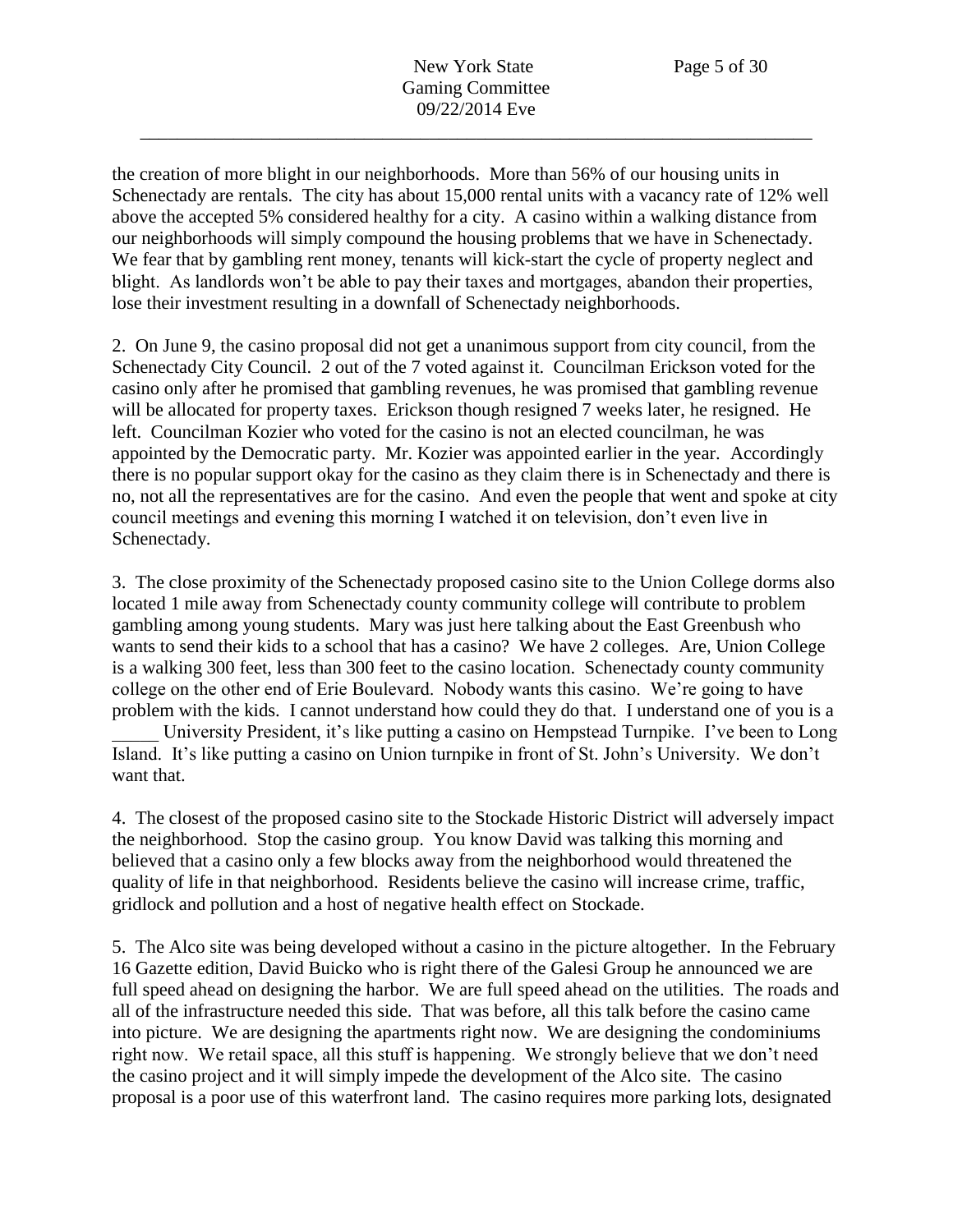the creation of more blight in our neighborhoods. More than 56% of our housing units in Schenectady are rentals. The city has about 15,000 rental units with a vacancy rate of 12% well above the accepted 5% considered healthy for a city. A casino within a walking distance from our neighborhoods will simply compound the housing problems that we have in Schenectady. We fear that by gambling rent money, tenants will kick-start the cycle of property neglect and blight. As landlords won't be able to pay their taxes and mortgages, abandon their properties, lose their investment resulting in a downfall of Schenectady neighborhoods.

2. On June 9, the casino proposal did not get a unanimous support from city council, from the Schenectady City Council. 2 out of the 7 voted against it. Councilman Erickson voted for the casino only after he promised that gambling revenues, he was promised that gambling revenue will be allocated for property taxes. Erickson though resigned 7 weeks later, he resigned. He left. Councilman Kozier who voted for the casino is not an elected councilman, he was appointed by the Democratic party. Mr. Kozier was appointed earlier in the year. Accordingly there is no popular support okay for the casino as they claim there is in Schenectady and there is no, not all the representatives are for the casino. And even the people that went and spoke at city council meetings and evening this morning I watched it on television, don't even live in Schenectady.

3. The close proximity of the Schenectady proposed casino site to the Union College dorms also located 1 mile away from Schenectady county community college will contribute to problem gambling among young students. Mary was just here talking about the East Greenbush who wants to send their kids to a school that has a casino? We have 2 colleges. Are, Union College is a walking 300 feet, less than 300 feet to the casino location. Schenectady county community college on the other end of Erie Boulevard. Nobody wants this casino. We're going to have problem with the kids. I cannot understand how could they do that. I understand one of you is a _____ University President, it's like putting a casino on Hempstead Turnpike. I've been to Long Island. It's like putting a casino on Union turnpike in front of St. John's University. We don't want that.

4. The closest of the proposed casino site to the Stockade Historic District will adversely impact the neighborhood. Stop the casino group. You know David was talking this morning and believed that a casino only a few blocks away from the neighborhood would threatened the quality of life in that neighborhood. Residents believe the casino will increase crime, traffic, gridlock and pollution and a host of negative health effect on Stockade.

5. The Alco site was being developed without a casino in the picture altogether. In the February 16 Gazette edition, David Buicko who is right there of the Galesi Group he announced we are full speed ahead on designing the harbor. We are full speed ahead on the utilities. The roads and all of the infrastructure needed this side. That was before, all this talk before the casino came into picture. We are designing the apartments right now. We are designing the condominiums right now. We retail space, all this stuff is happening. We strongly believe that we don't need the casino project and it will simply impede the development of the Alco site. The casino proposal is a poor use of this waterfront land. The casino requires more parking lots, designated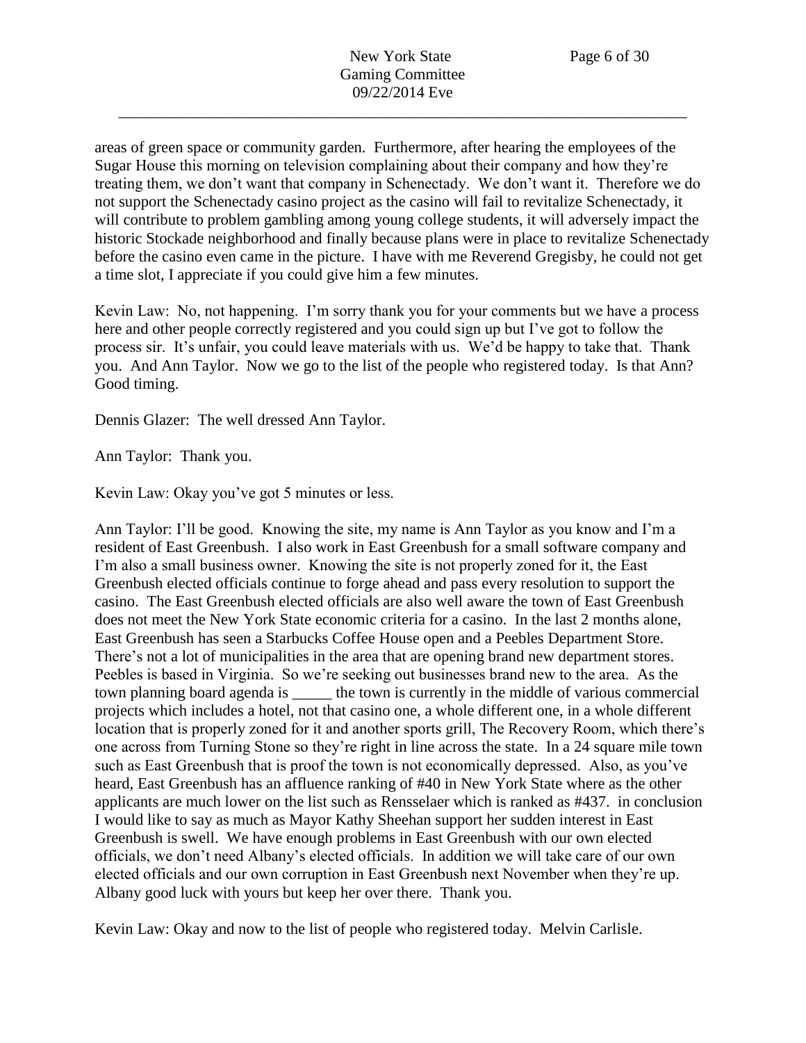areas of green space or community garden. Furthermore, after hearing the employees of the Sugar House this morning on television complaining about their company and how they're treating them, we don't want that company in Schenectady. We don't want it. Therefore we do not support the Schenectady casino project as the casino will fail to revitalize Schenectady, it will contribute to problem gambling among young college students, it will adversely impact the historic Stockade neighborhood and finally because plans were in place to revitalize Schenectady before the casino even came in the picture. I have with me Reverend Gregisby, he could not get a time slot, I appreciate if you could give him a few minutes.

Kevin Law: No, not happening. I'm sorry thank you for your comments but we have a process here and other people correctly registered and you could sign up but I've got to follow the process sir. It's unfair, you could leave materials with us. We'd be happy to take that. Thank you. And Ann Taylor. Now we go to the list of the people who registered today. Is that Ann? Good timing.

Dennis Glazer: The well dressed Ann Taylor.

Ann Taylor: Thank you.

Kevin Law: Okay you've got 5 minutes or less.

Ann Taylor: I'll be good. Knowing the site, my name is Ann Taylor as you know and I'm a resident of East Greenbush. I also work in East Greenbush for a small software company and I'm also a small business owner. Knowing the site is not properly zoned for it, the East Greenbush elected officials continue to forge ahead and pass every resolution to support the casino. The East Greenbush elected officials are also well aware the town of East Greenbush does not meet the New York State economic criteria for a casino. In the last 2 months alone, East Greenbush has seen a Starbucks Coffee House open and a Peebles Department Store. There's not a lot of municipalities in the area that are opening brand new department stores. Peebles is based in Virginia. So we're seeking out businesses brand new to the area. As the town planning board agenda is _____ the town is currently in the middle of various commercial projects which includes a hotel, not that casino one, a whole different one, in a whole different location that is properly zoned for it and another sports grill, The Recovery Room, which there's one across from Turning Stone so they're right in line across the state. In a 24 square mile town such as East Greenbush that is proof the town is not economically depressed. Also, as you've heard, East Greenbush has an affluence ranking of #40 in New York State where as the other applicants are much lower on the list such as Rensselaer which is ranked as #437. in conclusion I would like to say as much as Mayor Kathy Sheehan support her sudden interest in East Greenbush is swell. We have enough problems in East Greenbush with our own elected officials, we don't need Albany's elected officials. In addition we will take care of our own elected officials and our own corruption in East Greenbush next November when they're up. Albany good luck with yours but keep her over there. Thank you.

Kevin Law: Okay and now to the list of people who registered today. Melvin Carlisle.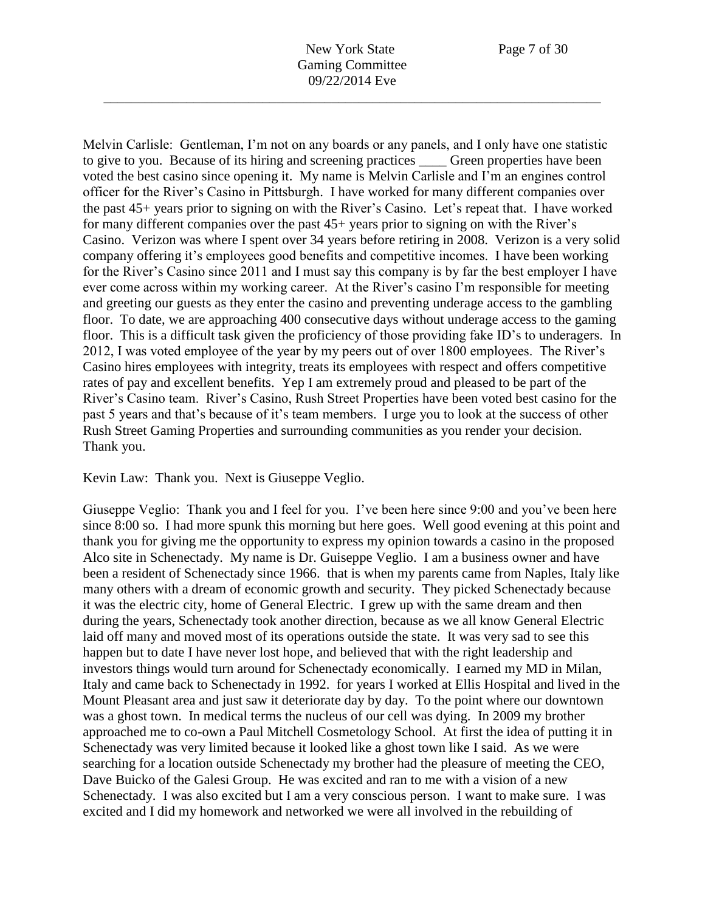Melvin Carlisle: Gentleman, I'm not on any boards or any panels, and I only have one statistic to give to you. Because of its hiring and screening practices ____ Green properties have been voted the best casino since opening it. My name is Melvin Carlisle and I'm an engines control officer for the River's Casino in Pittsburgh. I have worked for many different companies over the past 45+ years prior to signing on with the River's Casino. Let's repeat that. I have worked for many different companies over the past 45+ years prior to signing on with the River's Casino. Verizon was where I spent over 34 years before retiring in 2008. Verizon is a very solid company offering it's employees good benefits and competitive incomes. I have been working for the River's Casino since 2011 and I must say this company is by far the best employer I have ever come across within my working career. At the River's casino I'm responsible for meeting and greeting our guests as they enter the casino and preventing underage access to the gambling floor. To date, we are approaching 400 consecutive days without underage access to the gaming floor. This is a difficult task given the proficiency of those providing fake ID's to underagers. In 2012, I was voted employee of the year by my peers out of over 1800 employees. The River's Casino hires employees with integrity, treats its employees with respect and offers competitive rates of pay and excellent benefits. Yep I am extremely proud and pleased to be part of the River's Casino team. River's Casino, Rush Street Properties have been voted best casino for the past 5 years and that's because of it's team members. I urge you to look at the success of other Rush Street Gaming Properties and surrounding communities as you render your decision. Thank you.

Kevin Law: Thank you. Next is Giuseppe Veglio.

Giuseppe Veglio: Thank you and I feel for you. I've been here since 9:00 and you've been here since 8:00 so. I had more spunk this morning but here goes. Well good evening at this point and thank you for giving me the opportunity to express my opinion towards a casino in the proposed Alco site in Schenectady. My name is Dr. Guiseppe Veglio. I am a business owner and have been a resident of Schenectady since 1966. that is when my parents came from Naples, Italy like many others with a dream of economic growth and security. They picked Schenectady because it was the electric city, home of General Electric. I grew up with the same dream and then during the years, Schenectady took another direction, because as we all know General Electric laid off many and moved most of its operations outside the state. It was very sad to see this happen but to date I have never lost hope, and believed that with the right leadership and investors things would turn around for Schenectady economically. I earned my MD in Milan, Italy and came back to Schenectady in 1992. for years I worked at Ellis Hospital and lived in the Mount Pleasant area and just saw it deteriorate day by day. To the point where our downtown was a ghost town. In medical terms the nucleus of our cell was dying. In 2009 my brother approached me to co-own a Paul Mitchell Cosmetology School. At first the idea of putting it in Schenectady was very limited because it looked like a ghost town like I said. As we were searching for a location outside Schenectady my brother had the pleasure of meeting the CEO, Dave Buicko of the Galesi Group. He was excited and ran to me with a vision of a new Schenectady. I was also excited but I am a very conscious person. I want to make sure. I was excited and I did my homework and networked we were all involved in the rebuilding of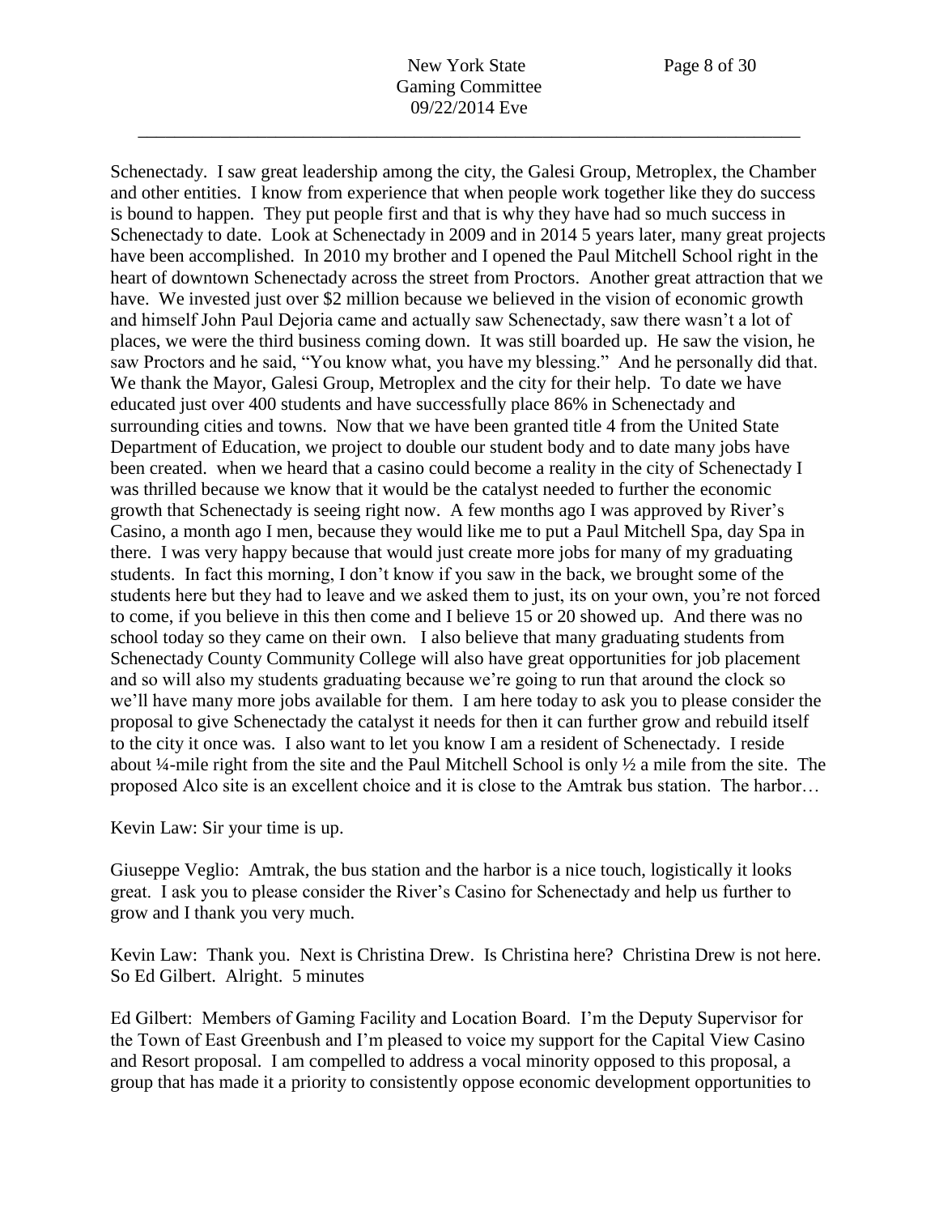Schenectady. I saw great leadership among the city, the Galesi Group, Metroplex, the Chamber and other entities. I know from experience that when people work together like they do success is bound to happen. They put people first and that is why they have had so much success in Schenectady to date. Look at Schenectady in 2009 and in 2014 5 years later, many great projects have been accomplished. In 2010 my brother and I opened the Paul Mitchell School right in the heart of downtown Schenectady across the street from Proctors. Another great attraction that we have. We invested just over $2 million because we believed in the vision of economic growth and himself John Paul Dejoria came and actually saw Schenectady, saw there wasn't a lot of places, we were the third business coming down. It was still boarded up. He saw the vision, he saw Proctors and he said, "You know what, you have my blessing." And he personally did that. We thank the Mayor, Galesi Group, Metroplex and the city for their help. To date we have educated just over 400 students and have successfully place 86% in Schenectady and surrounding cities and towns. Now that we have been granted title 4 from the United State Department of Education, we project to double our student body and to date many jobs have been created. when we heard that a casino could become a reality in the city of Schenectady I was thrilled because we know that it would be the catalyst needed to further the economic growth that Schenectady is seeing right now. A few months ago I was approved by River's Casino, a month ago I men, because they would like me to put a Paul Mitchell Spa, day Spa in there. I was very happy because that would just create more jobs for many of my graduating students. In fact this morning, I don't know if you saw in the back, we brought some of the students here but they had to leave and we asked them to just, its on your own, you're not forced to come, if you believe in this then come and I believe 15 or 20 showed up. And there was no school today so they came on their own. I also believe that many graduating students from Schenectady County Community College will also have great opportunities for job placement and so will also my students graduating because we're going to run that around the clock so we'll have many more jobs available for them. I am here today to ask you to please consider the proposal to give Schenectady the catalyst it needs for then it can further grow and rebuild itself to the city it once was. I also want to let you know I am a resident of Schenectady. I reside about ¼-mile right from the site and the Paul Mitchell School is only ½ a mile from the site. The proposed Alco site is an excellent choice and it is close to the Amtrak bus station. The harbor…

Kevin Law: Sir your time is up.

Giuseppe Veglio: Amtrak, the bus station and the harbor is a nice touch, logistically it looks great. I ask you to please consider the River's Casino for Schenectady and help us further to grow and I thank you very much.

Kevin Law: Thank you. Next is Christina Drew. Is Christina here? Christina Drew is not here. So Ed Gilbert. Alright. 5 minutes

Ed Gilbert: Members of Gaming Facility and Location Board. I'm the Deputy Supervisor for the Town of East Greenbush and I'm pleased to voice my support for the Capital View Casino and Resort proposal. I am compelled to address a vocal minority opposed to this proposal, a group that has made it a priority to consistently oppose economic development opportunities to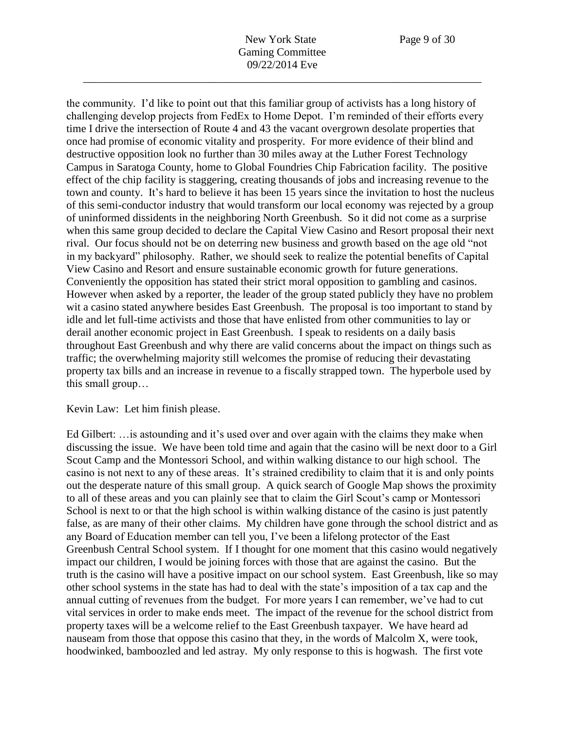the community. I'd like to point out that this familiar group of activists has a long history of challenging develop projects from FedEx to Home Depot. I'm reminded of their efforts every time I drive the intersection of Route 4 and 43 the vacant overgrown desolate properties that once had promise of economic vitality and prosperity. For more evidence of their blind and destructive opposition look no further than 30 miles away at the Luther Forest Technology Campus in Saratoga County, home to Global Foundries Chip Fabrication facility. The positive effect of the chip facility is staggering, creating thousands of jobs and increasing revenue to the town and county. It's hard to believe it has been 15 years since the invitation to host the nucleus of this semi-conductor industry that would transform our local economy was rejected by a group of uninformed dissidents in the neighboring North Greenbush. So it did not come as a surprise when this same group decided to declare the Capital View Casino and Resort proposal their next rival. Our focus should not be on deterring new business and growth based on the age old "not in my backyard" philosophy. Rather, we should seek to realize the potential benefits of Capital View Casino and Resort and ensure sustainable economic growth for future generations. Conveniently the opposition has stated their strict moral opposition to gambling and casinos. However when asked by a reporter, the leader of the group stated publicly they have no problem wit a casino stated anywhere besides East Greenbush. The proposal is too important to stand by idle and let full-time activists and those that have enlisted from other communities to lay or derail another economic project in East Greenbush. I speak to residents on a daily basis throughout East Greenbush and why there are valid concerns about the impact on things such as traffic; the overwhelming majority still welcomes the promise of reducing their devastating property tax bills and an increase in revenue to a fiscally strapped town. The hyperbole used by this small group…

Kevin Law: Let him finish please.

Ed Gilbert: …is astounding and it's used over and over again with the claims they make when discussing the issue. We have been told time and again that the casino will be next door to a Girl Scout Camp and the Montessori School, and within walking distance to our high school. The casino is not next to any of these areas. It's strained credibility to claim that it is and only points out the desperate nature of this small group. A quick search of Google Map shows the proximity to all of these areas and you can plainly see that to claim the Girl Scout's camp or Montessori School is next to or that the high school is within walking distance of the casino is just patently false, as are many of their other claims. My children have gone through the school district and as any Board of Education member can tell you, I've been a lifelong protector of the East Greenbush Central School system. If I thought for one moment that this casino would negatively impact our children, I would be joining forces with those that are against the casino. But the truth is the casino will have a positive impact on our school system. East Greenbush, like so may other school systems in the state has had to deal with the state's imposition of a tax cap and the annual cutting of revenues from the budget. For more years I can remember, we've had to cut vital services in order to make ends meet. The impact of the revenue for the school district from property taxes will be a welcome relief to the East Greenbush taxpayer. We have heard ad nauseam from those that oppose this casino that they, in the words of Malcolm X, were took, hoodwinked, bamboozled and led astray. My only response to this is hogwash. The first vote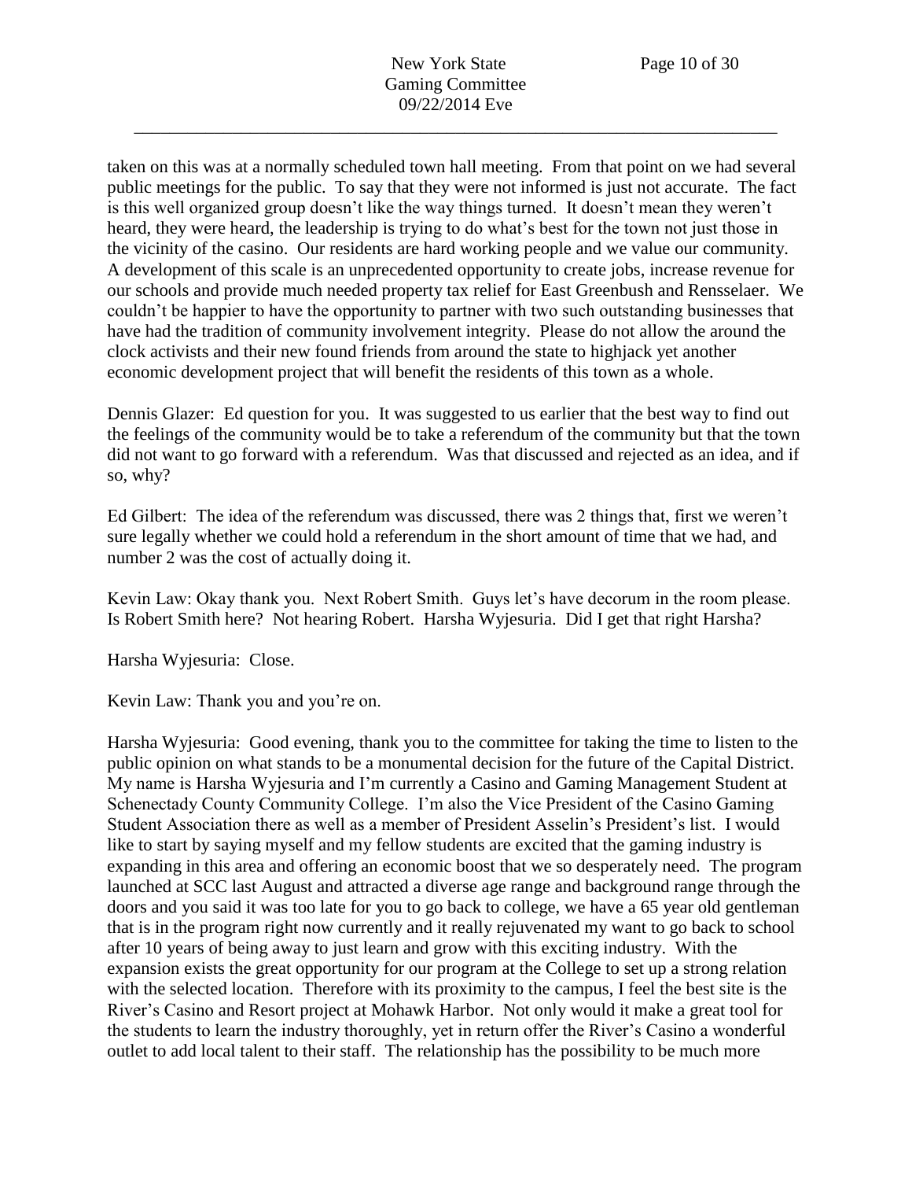taken on this was at a normally scheduled town hall meeting. From that point on we had several public meetings for the public. To say that they were not informed is just not accurate. The fact is this well organized group doesn't like the way things turned. It doesn't mean they weren't heard, they were heard, the leadership is trying to do what's best for the town not just those in the vicinity of the casino. Our residents are hard working people and we value our community. A development of this scale is an unprecedented opportunity to create jobs, increase revenue for our schools and provide much needed property tax relief for East Greenbush and Rensselaer. We couldn't be happier to have the opportunity to partner with two such outstanding businesses that have had the tradition of community involvement integrity. Please do not allow the around the clock activists and their new found friends from around the state to highjack yet another economic development project that will benefit the residents of this town as a whole.

Dennis Glazer: Ed question for you. It was suggested to us earlier that the best way to find out the feelings of the community would be to take a referendum of the community but that the town did not want to go forward with a referendum. Was that discussed and rejected as an idea, and if so, why?

Ed Gilbert: The idea of the referendum was discussed, there was 2 things that, first we weren't sure legally whether we could hold a referendum in the short amount of time that we had, and number 2 was the cost of actually doing it.

Kevin Law: Okay thank you. Next Robert Smith. Guys let's have decorum in the room please. Is Robert Smith here? Not hearing Robert. Harsha Wyjesuria. Did I get that right Harsha?

Harsha Wyjesuria: Close.

Kevin Law: Thank you and you're on.

Harsha Wyjesuria: Good evening, thank you to the committee for taking the time to listen to the public opinion on what stands to be a monumental decision for the future of the Capital District. My name is Harsha Wyjesuria and I'm currently a Casino and Gaming Management Student at Schenectady County Community College. I'm also the Vice President of the Casino Gaming Student Association there as well as a member of President Asselin's President's list. I would like to start by saying myself and my fellow students are excited that the gaming industry is expanding in this area and offering an economic boost that we so desperately need. The program launched at SCC last August and attracted a diverse age range and background range through the doors and you said it was too late for you to go back to college, we have a 65 year old gentleman that is in the program right now currently and it really rejuvenated my want to go back to school after 10 years of being away to just learn and grow with this exciting industry. With the expansion exists the great opportunity for our program at the College to set up a strong relation with the selected location. Therefore with its proximity to the campus, I feel the best site is the River's Casino and Resort project at Mohawk Harbor. Not only would it make a great tool for the students to learn the industry thoroughly, yet in return offer the River's Casino a wonderful outlet to add local talent to their staff. The relationship has the possibility to be much more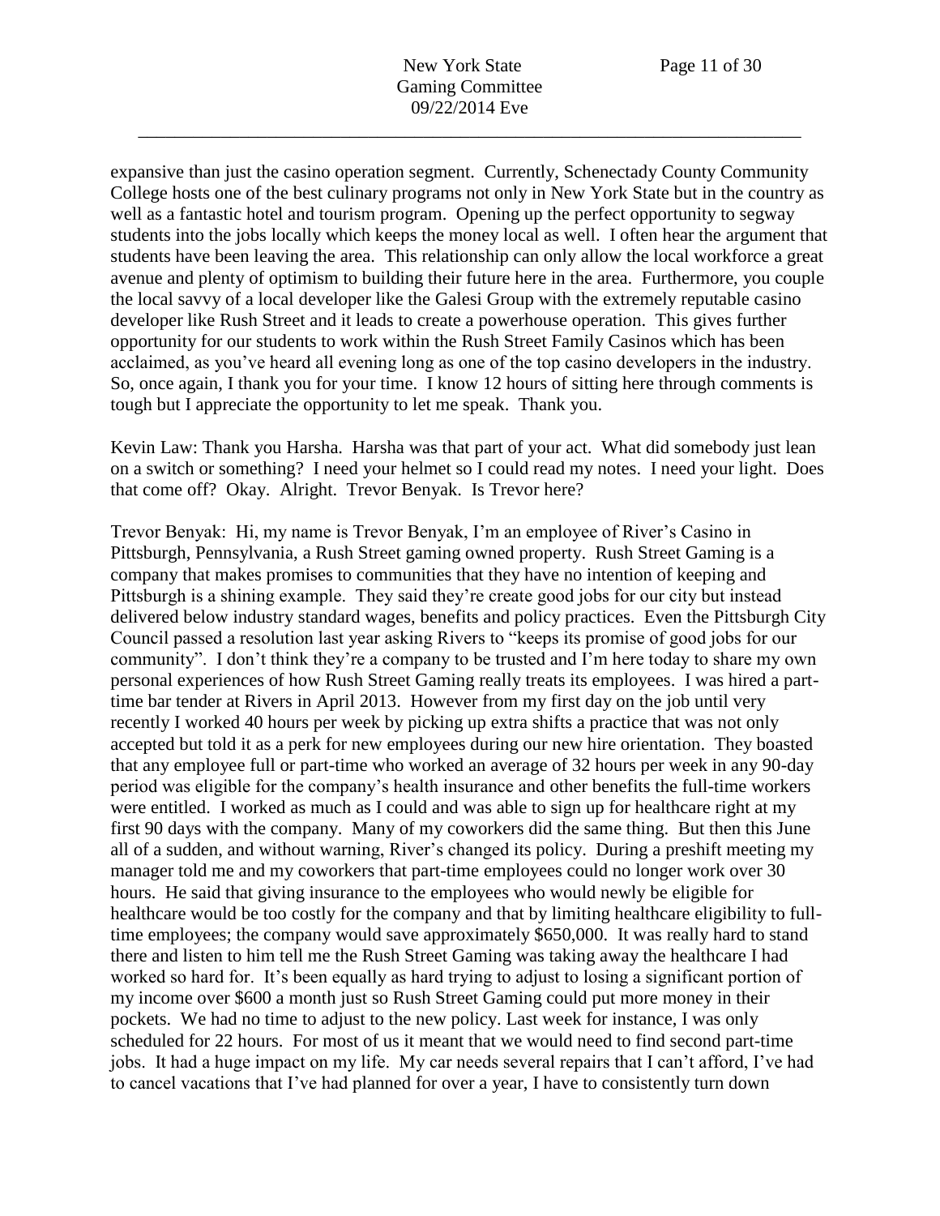expansive than just the casino operation segment. Currently, Schenectady County Community College hosts one of the best culinary programs not only in New York State but in the country as well as a fantastic hotel and tourism program. Opening up the perfect opportunity to segway students into the jobs locally which keeps the money local as well. I often hear the argument that students have been leaving the area. This relationship can only allow the local workforce a great avenue and plenty of optimism to building their future here in the area. Furthermore, you couple the local savvy of a local developer like the Galesi Group with the extremely reputable casino developer like Rush Street and it leads to create a powerhouse operation. This gives further opportunity for our students to work within the Rush Street Family Casinos which has been acclaimed, as you've heard all evening long as one of the top casino developers in the industry. So, once again, I thank you for your time. I know 12 hours of sitting here through comments is tough but I appreciate the opportunity to let me speak. Thank you.

Kevin Law: Thank you Harsha. Harsha was that part of your act. What did somebody just lean on a switch or something? I need your helmet so I could read my notes. I need your light. Does that come off? Okay. Alright. Trevor Benyak. Is Trevor here?

Trevor Benyak: Hi, my name is Trevor Benyak, I'm an employee of River's Casino in Pittsburgh, Pennsylvania, a Rush Street gaming owned property. Rush Street Gaming is a company that makes promises to communities that they have no intention of keeping and Pittsburgh is a shining example. They said they're create good jobs for our city but instead delivered below industry standard wages, benefits and policy practices. Even the Pittsburgh City Council passed a resolution last year asking Rivers to "keeps its promise of good jobs for our community". I don't think they're a company to be trusted and I'm here today to share my own personal experiences of how Rush Street Gaming really treats its employees. I was hired a part-time bar tender at Rivers in April 2013. However from my first day on the job until very recently I worked 40 hours per week by picking up extra shifts a practice that was not only accepted but told it as a perk for new employees during our new hire orientation. They boasted that any employee full or part-time who worked an average of 32 hours per week in any 90-day period was eligible for the company's health insurance and other benefits the full-time workers were entitled. I worked as much as I could and was able to sign up for healthcare right at my first 90 days with the company. Many of my coworkers did the same thing. But then this June all of a sudden, and without warning, River's changed its policy. During a preshift meeting my manager told me and my coworkers that part-time employees could no longer work over 30 hours. He said that giving insurance to the employees who would newly be eligible for healthcare would be too costly for the company and that by limiting healthcare eligibility to full-time employees; the company would save approximately $650,000. It was really hard to stand there and listen to him tell me the Rush Street Gaming was taking away the healthcare I had worked so hard for. It's been equally as hard trying to adjust to losing a significant portion of my income over $600 a month just so Rush Street Gaming could put more money in their pockets. We had no time to adjust to the new policy. Last week for instance, I was only scheduled for 22 hours. For most of us it meant that we would need to find second part-time jobs. It had a huge impact on my life. My car needs several repairs that I can't afford, I've had to cancel vacations that I've had planned for over a year, I have to consistently turn down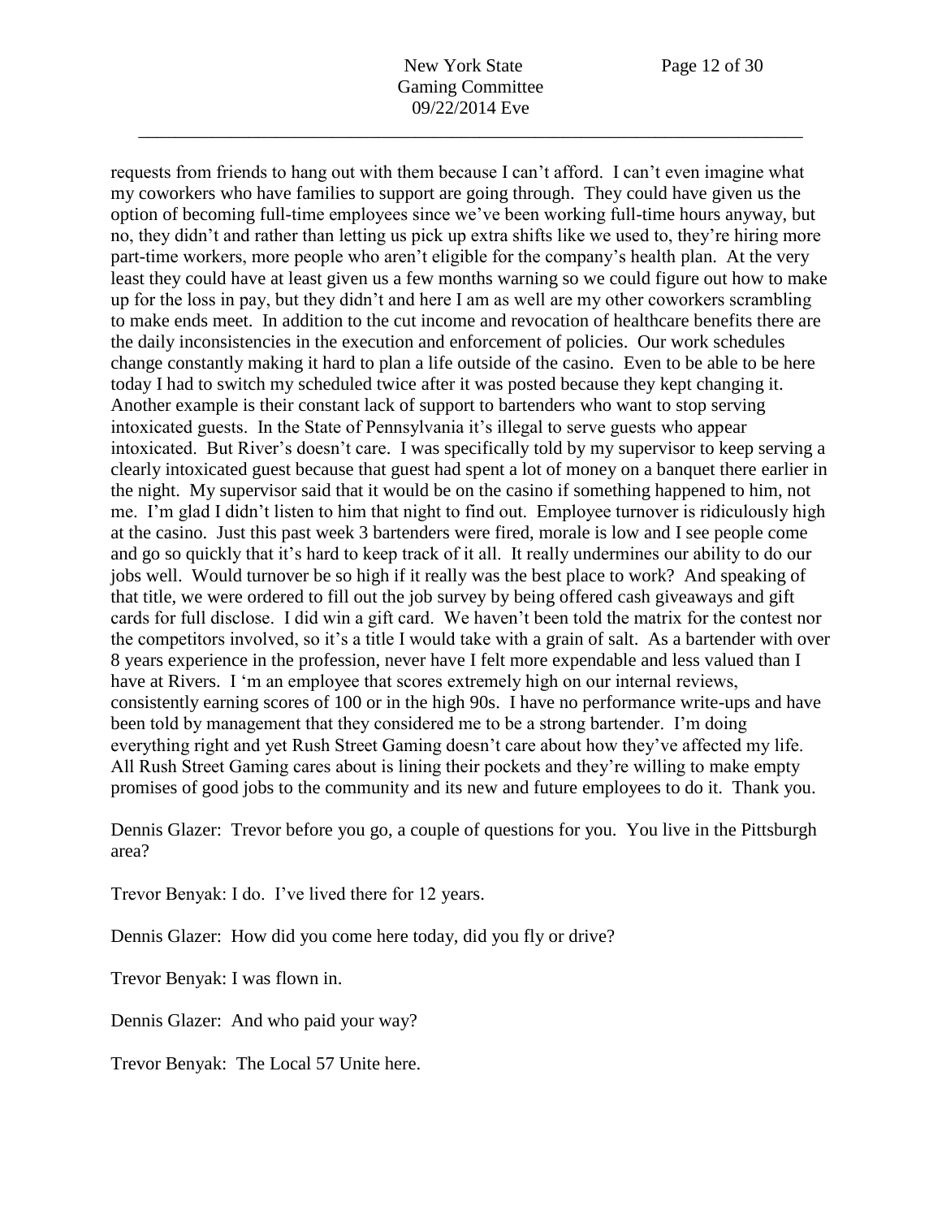requests from friends to hang out with them because I can't afford. I can't even imagine what my coworkers who have families to support are going through. They could have given us the option of becoming full-time employees since we've been working full-time hours anyway, but no, they didn't and rather than letting us pick up extra shifts like we used to, they're hiring more part-time workers, more people who aren't eligible for the company's health plan. At the very least they could have at least given us a few months warning so we could figure out how to make up for the loss in pay, but they didn't and here I am as well are my other coworkers scrambling to make ends meet. In addition to the cut income and revocation of healthcare benefits there are the daily inconsistencies in the execution and enforcement of policies. Our work schedules change constantly making it hard to plan a life outside of the casino. Even to be able to be here today I had to switch my scheduled twice after it was posted because they kept changing it. Another example is their constant lack of support to bartenders who want to stop serving intoxicated guests. In the State of Pennsylvania it's illegal to serve guests who appear intoxicated. But River's doesn't care. I was specifically told by my supervisor to keep serving a clearly intoxicated guest because that guest had spent a lot of money on a banquet there earlier in the night. My supervisor said that it would be on the casino if something happened to him, not me. I'm glad I didn't listen to him that night to find out. Employee turnover is ridiculously high at the casino. Just this past week 3 bartenders were fired, morale is low and I see people come and go so quickly that it's hard to keep track of it all. It really undermines our ability to do our jobs well. Would turnover be so high if it really was the best place to work? And speaking of that title, we were ordered to fill out the job survey by being offered cash giveaways and gift cards for full disclose. I did win a gift card. We haven't been told the matrix for the contest nor the competitors involved, so it's a title I would take with a grain of salt. As a bartender with over 8 years experience in the profession, never have I felt more expendable and less valued than I have at Rivers. I 'm an employee that scores extremely high on our internal reviews, consistently earning scores of 100 or in the high 90s. I have no performance write-ups and have been told by management that they considered me to be a strong bartender. I'm doing everything right and yet Rush Street Gaming doesn't care about how they've affected my life. All Rush Street Gaming cares about is lining their pockets and they're willing to make empty promises of good jobs to the community and its new and future employees to do it. Thank you.

Dennis Glazer: Trevor before you go, a couple of questions for you. You live in the Pittsburgh area?

Trevor Benyak: I do. I've lived there for 12 years.

Dennis Glazer: How did you come here today, did you fly or drive?

Trevor Benyak: I was flown in.

Dennis Glazer: And who paid your way?

Trevor Benyak: The Local 57 Unite here.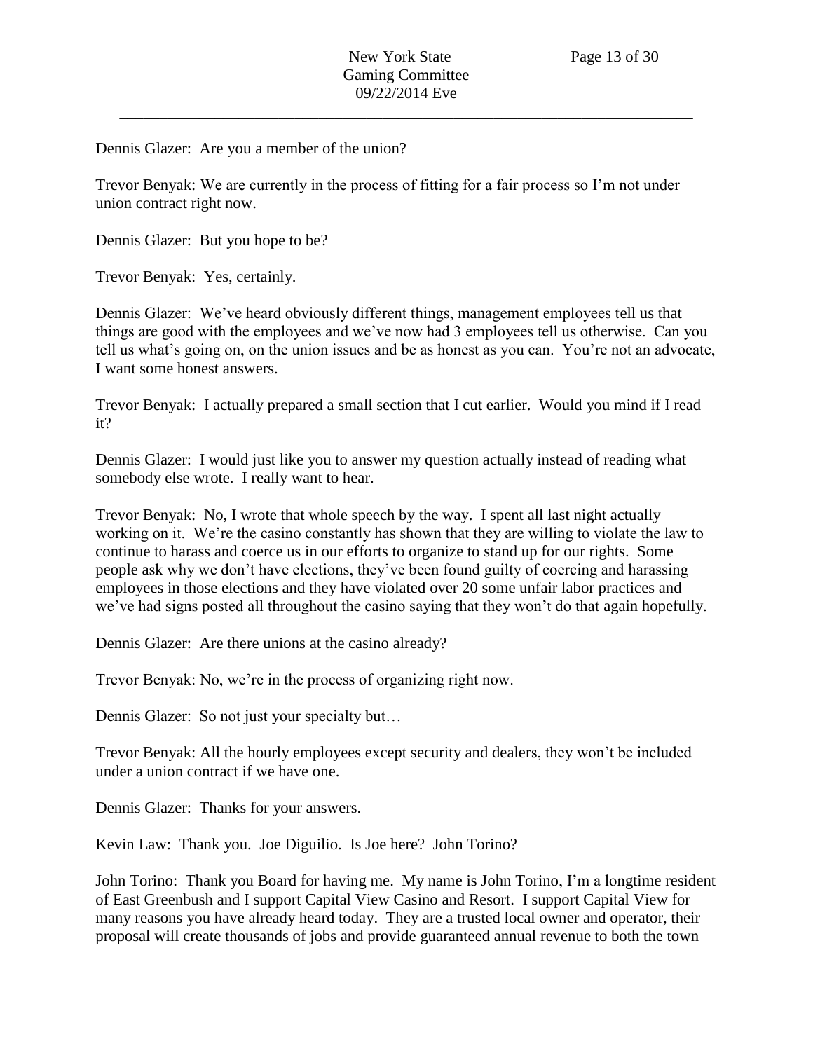Dennis Glazer: Are you a member of the union?

Trevor Benyak: We are currently in the process of fitting for a fair process so I'm not under union contract right now.

Dennis Glazer: But you hope to be?

Trevor Benyak: Yes, certainly.

Dennis Glazer: We've heard obviously different things, management employees tell us that things are good with the employees and we've now had 3 employees tell us otherwise. Can you tell us what's going on, on the union issues and be as honest as you can. You're not an advocate, I want some honest answers.

Trevor Benyak: I actually prepared a small section that I cut earlier. Would you mind if I read it?

Dennis Glazer: I would just like you to answer my question actually instead of reading what somebody else wrote. I really want to hear.

Trevor Benyak: No, I wrote that whole speech by the way. I spent all last night actually working on it. We're the casino constantly has shown that they are willing to violate the law to continue to harass and coerce us in our efforts to organize to stand up for our rights. Some people ask why we don't have elections, they've been found guilty of coercing and harassing employees in those elections and they have violated over 20 some unfair labor practices and we've had signs posted all throughout the casino saying that they won't do that again hopefully.

Dennis Glazer: Are there unions at the casino already?

Trevor Benyak: No, we're in the process of organizing right now.

Dennis Glazer: So not just your specialty but…

Trevor Benyak: All the hourly employees except security and dealers, they won't be included under a union contract if we have one.

Dennis Glazer: Thanks for your answers.

Kevin Law: Thank you. Joe Diguilio. Is Joe here? John Torino?

John Torino: Thank you Board for having me. My name is John Torino, I'm a longtime resident of East Greenbush and I support Capital View Casino and Resort. I support Capital View for many reasons you have already heard today. They are a trusted local owner and operator, their proposal will create thousands of jobs and provide guaranteed annual revenue to both the town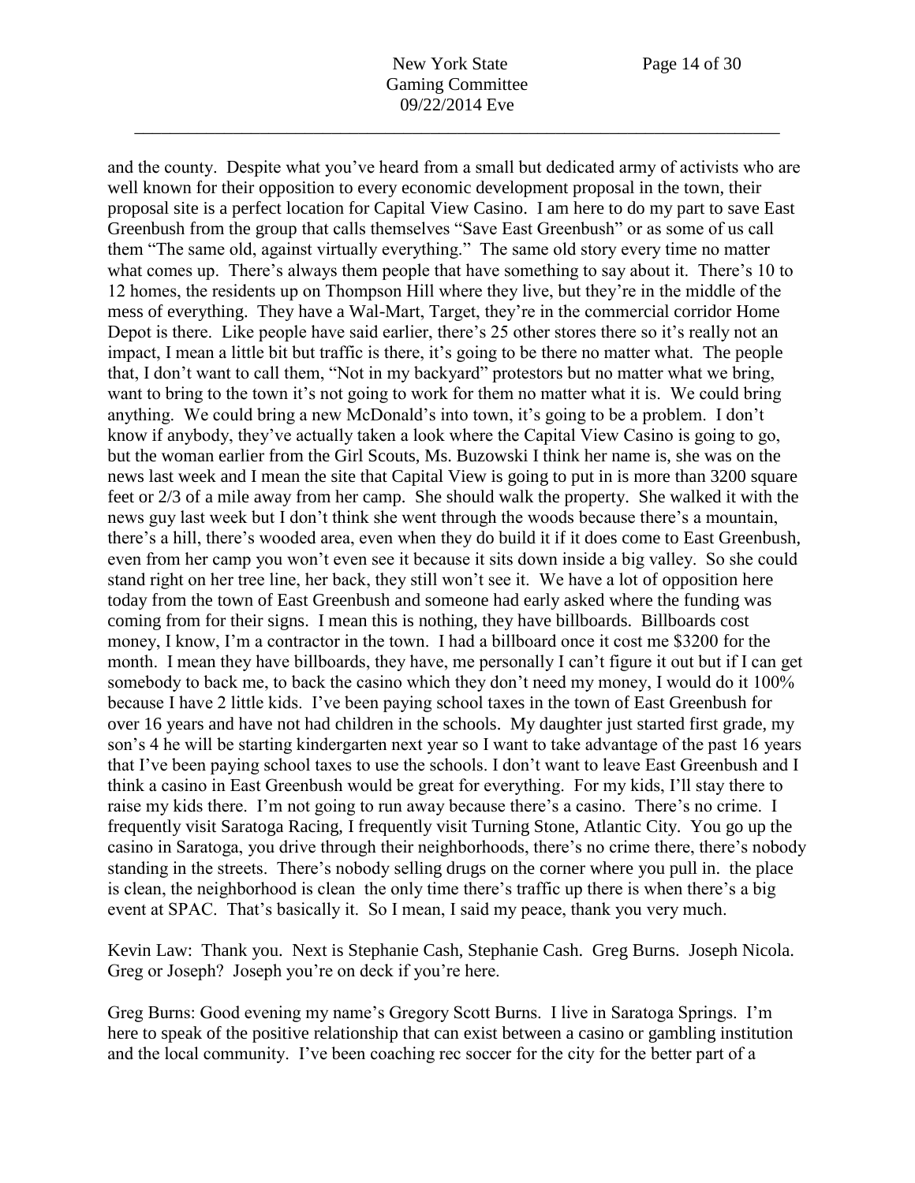and the county. Despite what you've heard from a small but dedicated army of activists who are well known for their opposition to every economic development proposal in the town, their proposal site is a perfect location for Capital View Casino. I am here to do my part to save East Greenbush from the group that calls themselves "Save East Greenbush" or as some of us call them "The same old, against virtually everything." The same old story every time no matter what comes up. There's always them people that have something to say about it. There's 10 to 12 homes, the residents up on Thompson Hill where they live, but they're in the middle of the mess of everything. They have a Wal-Mart, Target, they're in the commercial corridor Home Depot is there. Like people have said earlier, there's 25 other stores there so it's really not an impact, I mean a little bit but traffic is there, it's going to be there no matter what. The people that, I don't want to call them, "Not in my backyard" protestors but no matter what we bring, want to bring to the town it's not going to work for them no matter what it is. We could bring anything. We could bring a new McDonald's into town, it's going to be a problem. I don't know if anybody, they've actually taken a look where the Capital View Casino is going to go, but the woman earlier from the Girl Scouts, Ms. Buzowski I think her name is, she was on the news last week and I mean the site that Capital View is going to put in is more than 3200 square feet or 2/3 of a mile away from her camp. She should walk the property. She walked it with the news guy last week but I don't think she went through the woods because there's a mountain, there's a hill, there's wooded area, even when they do build it if it does come to East Greenbush, even from her camp you won't even see it because it sits down inside a big valley. So she could stand right on her tree line, her back, they still won't see it. We have a lot of opposition here today from the town of East Greenbush and someone had early asked where the funding was coming from for their signs. I mean this is nothing, they have billboards. Billboards cost money, I know, I'm a contractor in the town. I had a billboard once it cost me $3200 for the month. I mean they have billboards, they have, me personally I can't figure it out but if I can get somebody to back me, to back the casino which they don't need my money, I would do it 100% because I have 2 little kids. I've been paying school taxes in the town of East Greenbush for over 16 years and have not had children in the schools. My daughter just started first grade, my son's 4 he will be starting kindergarten next year so I want to take advantage of the past 16 years that I've been paying school taxes to use the schools. I don't want to leave East Greenbush and I think a casino in East Greenbush would be great for everything. For my kids, I'll stay there to raise my kids there. I'm not going to run away because there's a casino. There's no crime. I frequently visit Saratoga Racing, I frequently visit Turning Stone, Atlantic City. You go up the casino in Saratoga, you drive through their neighborhoods, there's no crime there, there's nobody standing in the streets. There's nobody selling drugs on the corner where you pull in. the place is clean, the neighborhood is clean the only time there's traffic up there is when there's a big event at SPAC. That's basically it. So I mean, I said my peace, thank you very much.

Kevin Law: Thank you. Next is Stephanie Cash, Stephanie Cash. Greg Burns. Joseph Nicola. Greg or Joseph? Joseph you're on deck if you're here.

Greg Burns: Good evening my name's Gregory Scott Burns. I live in Saratoga Springs. I'm here to speak of the positive relationship that can exist between a casino or gambling institution and the local community. I've been coaching rec soccer for the city for the better part of a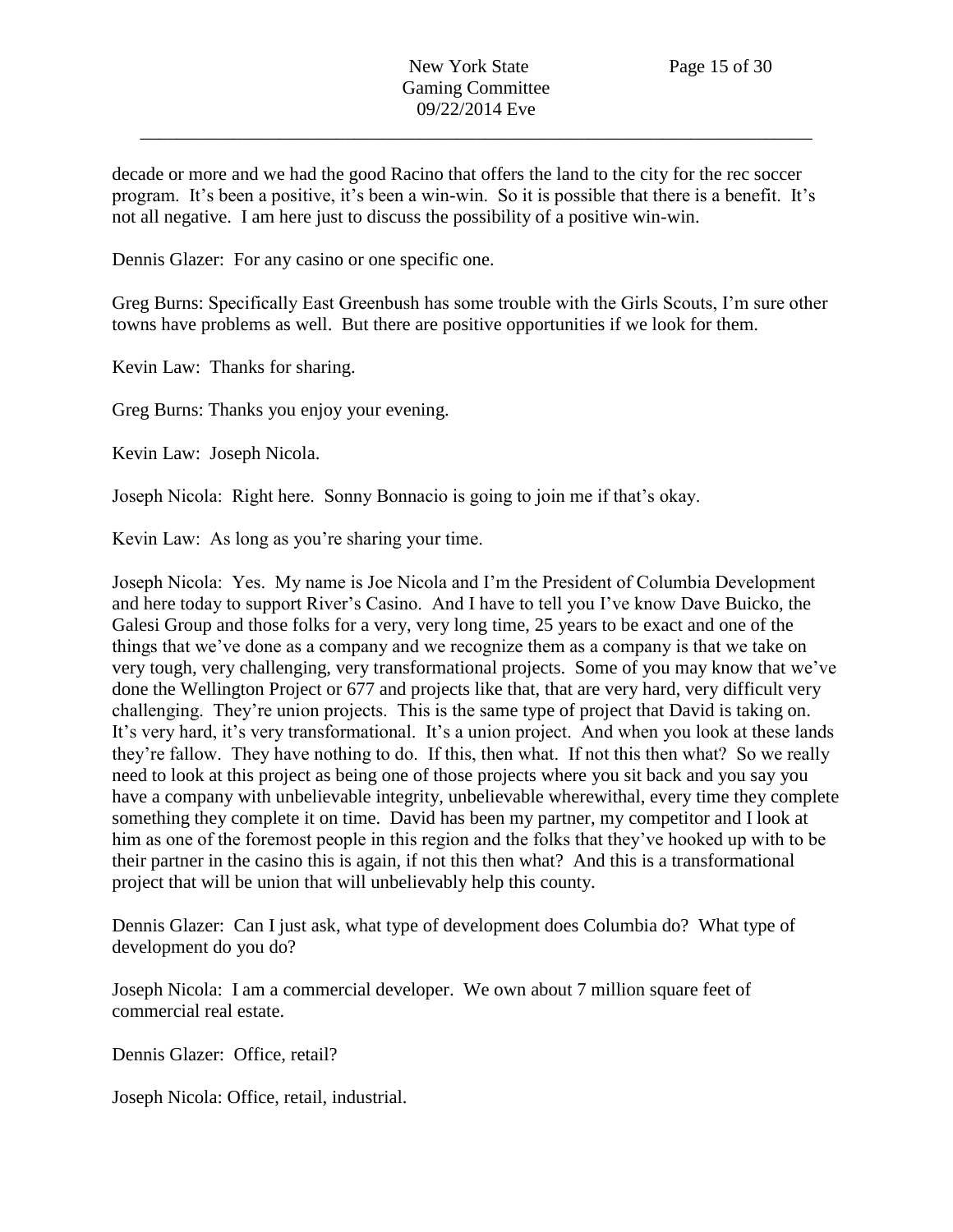decade or more and we had the good Racino that offers the land to the city for the rec soccer program. It's been a positive, it's been a win-win. So it is possible that there is a benefit. It's not all negative. I am here just to discuss the possibility of a positive win-win.

Dennis Glazer: For any casino or one specific one.

Greg Burns: Specifically East Greenbush has some trouble with the Girls Scouts, I'm sure other towns have problems as well. But there are positive opportunities if we look for them.

Kevin Law: Thanks for sharing.

Greg Burns: Thanks you enjoy your evening.

Kevin Law: Joseph Nicola.

Joseph Nicola: Right here. Sonny Bonnacio is going to join me if that's okay.

Kevin Law: As long as you're sharing your time.

Joseph Nicola: Yes. My name is Joe Nicola and I'm the President of Columbia Development and here today to support River's Casino. And I have to tell you I've know Dave Buicko, the Galesi Group and those folks for a very, very long time, 25 years to be exact and one of the things that we've done as a company and we recognize them as a company is that we take on very tough, very challenging, very transformational projects. Some of you may know that we've done the Wellington Project or 677 and projects like that, that are very hard, very difficult very challenging. They're union projects. This is the same type of project that David is taking on. It's very hard, it's very transformational. It's a union project. And when you look at these lands they're fallow. They have nothing to do. If this, then what. If not this then what? So we really need to look at this project as being one of those projects where you sit back and you say you have a company with unbelievable integrity, unbelievable wherewithal, every time they complete something they complete it on time. David has been my partner, my competitor and I look at him as one of the foremost people in this region and the folks that they've hooked up with to be their partner in the casino this is again, if not this then what? And this is a transformational project that will be union that will unbelievably help this county.

Dennis Glazer: Can I just ask, what type of development does Columbia do? What type of development do you do?

Joseph Nicola: I am a commercial developer. We own about 7 million square feet of commercial real estate.

Dennis Glazer: Office, retail?

Joseph Nicola: Office, retail, industrial.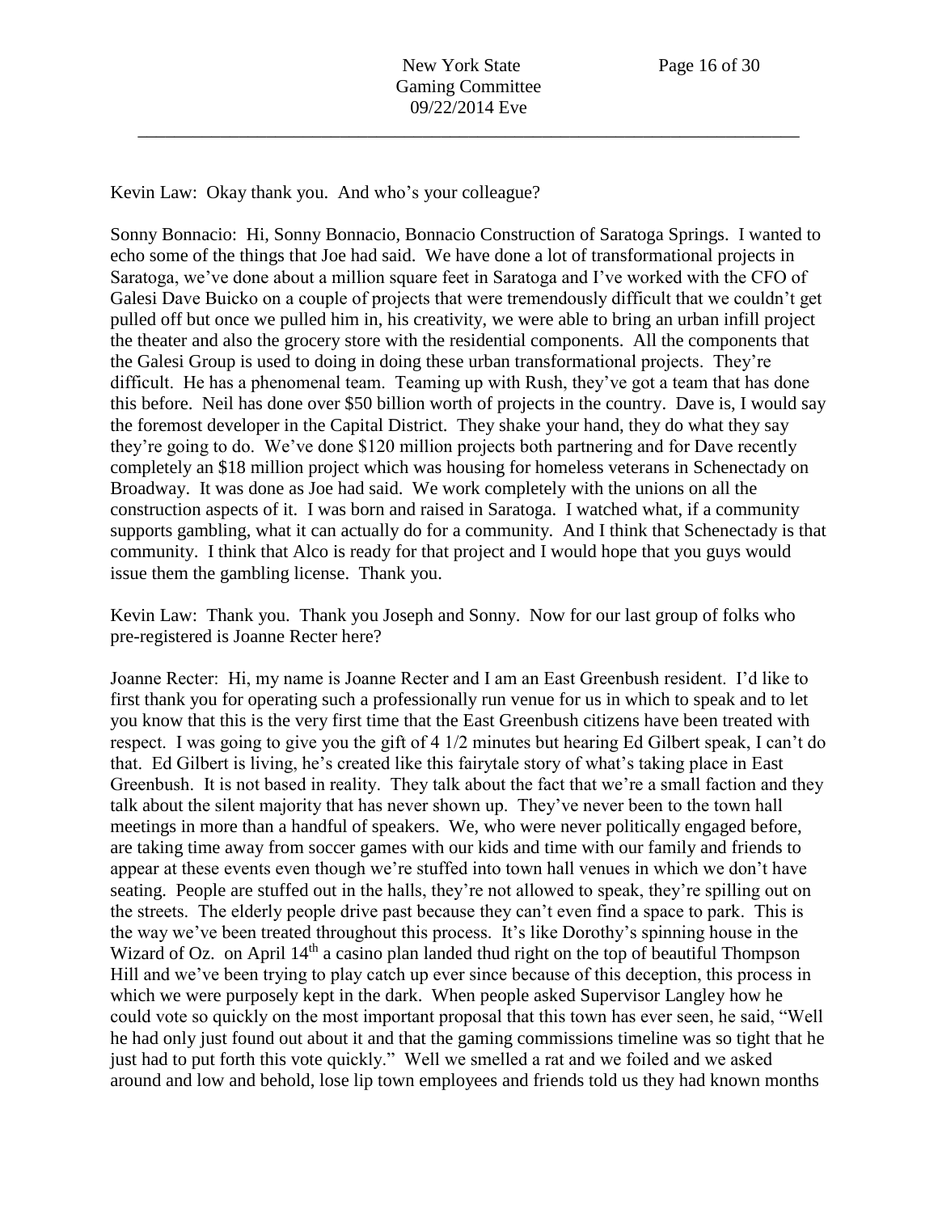Kevin Law: Okay thank you. And who's your colleague?

Sonny Bonnacio: Hi, Sonny Bonnacio, Bonnacio Construction of Saratoga Springs. I wanted to echo some of the things that Joe had said. We have done a lot of transformational projects in Saratoga, we've done about a million square feet in Saratoga and I've worked with the CFO of Galesi Dave Buicko on a couple of projects that were tremendously difficult that we couldn't get pulled off but once we pulled him in, his creativity, we were able to bring an urban infill project the theater and also the grocery store with the residential components. All the components that the Galesi Group is used to doing in doing these urban transformational projects. They're difficult. He has a phenomenal team. Teaming up with Rush, they've got a team that has done this before. Neil has done over $50 billion worth of projects in the country. Dave is, I would say the foremost developer in the Capital District. They shake your hand, they do what they say they're going to do. We've done $120 million projects both partnering and for Dave recently completely an $18 million project which was housing for homeless veterans in Schenectady on Broadway. It was done as Joe had said. We work completely with the unions on all the construction aspects of it. I was born and raised in Saratoga. I watched what, if a community supports gambling, what it can actually do for a community. And I think that Schenectady is that community. I think that Alco is ready for that project and I would hope that you guys would issue them the gambling license. Thank you.

Kevin Law: Thank you. Thank you Joseph and Sonny. Now for our last group of folks who pre-registered is Joanne Recter here?

Joanne Recter: Hi, my name is Joanne Recter and I am an East Greenbush resident. I'd like to first thank you for operating such a professionally run venue for us in which to speak and to let you know that this is the very first time that the East Greenbush citizens have been treated with respect. I was going to give you the gift of 4 1/2 minutes but hearing Ed Gilbert speak, I can't do that. Ed Gilbert is living, he's created like this fairytale story of what's taking place in East Greenbush. It is not based in reality. They talk about the fact that we're a small faction and they talk about the silent majority that has never shown up. They've never been to the town hall meetings in more than a handful of speakers. We, who were never politically engaged before, are taking time away from soccer games with our kids and time with our family and friends to appear at these events even though we're stuffed into town hall venues in which we don't have seating. People are stuffed out in the halls, they're not allowed to speak, they're spilling out on the streets. The elderly people drive past because they can't even find a space to park. This is the way we've been treated throughout this process. It's like Dorothy's spinning house in the Wizard of Oz. on April 14th a casino plan landed thud right on the top of beautiful Thompson Hill and we've been trying to play catch up ever since because of this deception, this process in which we were purposely kept in the dark. When people asked Supervisor Langley how he could vote so quickly on the most important proposal that this town has ever seen, he said, "Well he had only just found out about it and that the gaming commissions timeline was so tight that he just had to put forth this vote quickly." Well we smelled a rat and we foiled and we asked around and low and behold, lose lip town employees and friends told us they had known months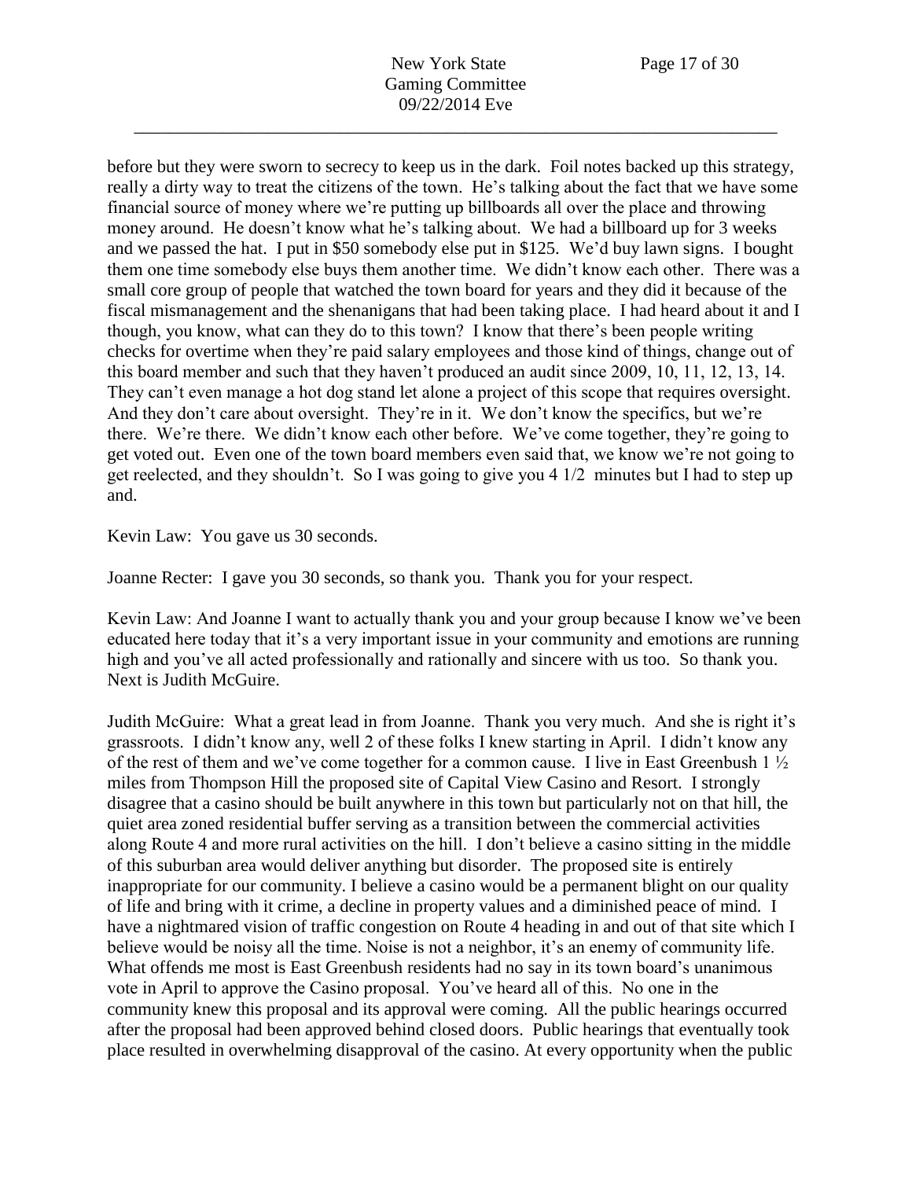before but they were sworn to secrecy to keep us in the dark. Foil notes backed up this strategy, really a dirty way to treat the citizens of the town. He's talking about the fact that we have some financial source of money where we're putting up billboards all over the place and throwing money around. He doesn't know what he's talking about. We had a billboard up for 3 weeks and we passed the hat. I put in $50 somebody else put in $125. We'd buy lawn signs. I bought them one time somebody else buys them another time. We didn't know each other. There was a small core group of people that watched the town board for years and they did it because of the fiscal mismanagement and the shenanigans that had been taking place. I had heard about it and I though, you know, what can they do to this town? I know that there's been people writing checks for overtime when they're paid salary employees and those kind of things, change out of this board member and such that they haven't produced an audit since 2009, 10, 11, 12, 13, 14. They can't even manage a hot dog stand let alone a project of this scope that requires oversight. And they don't care about oversight. They're in it. We don't know the specifics, but we're there. We're there. We didn't know each other before. We've come together, they're going to get voted out. Even one of the town board members even said that, we know we're not going to get reelected, and they shouldn't. So I was going to give you 4 1/2 minutes but I had to step up and.

Kevin Law: You gave us 30 seconds.

Joanne Recter: I gave you 30 seconds, so thank you. Thank you for your respect.

Kevin Law: And Joanne I want to actually thank you and your group because I know we've been educated here today that it's a very important issue in your community and emotions are running high and you've all acted professionally and rationally and sincere with us too. So thank you. Next is Judith McGuire.

Judith McGuire: What a great lead in from Joanne. Thank you very much. And she is right it's grassroots. I didn't know any, well 2 of these folks I knew starting in April. I didn't know any of the rest of them and we've come together for a common cause. I live in East Greenbush 1 ½ miles from Thompson Hill the proposed site of Capital View Casino and Resort. I strongly disagree that a casino should be built anywhere in this town but particularly not on that hill, the quiet area zoned residential buffer serving as a transition between the commercial activities along Route 4 and more rural activities on the hill. I don't believe a casino sitting in the middle of this suburban area would deliver anything but disorder. The proposed site is entirely inappropriate for our community. I believe a casino would be a permanent blight on our quality of life and bring with it crime, a decline in property values and a diminished peace of mind. I have a nightmared vision of traffic congestion on Route 4 heading in and out of that site which I believe would be noisy all the time. Noise is not a neighbor, it's an enemy of community life. What offends me most is East Greenbush residents had no say in its town board's unanimous vote in April to approve the Casino proposal. You've heard all of this. No one in the community knew this proposal and its approval were coming. All the public hearings occurred after the proposal had been approved behind closed doors. Public hearings that eventually took place resulted in overwhelming disapproval of the casino. At every opportunity when the public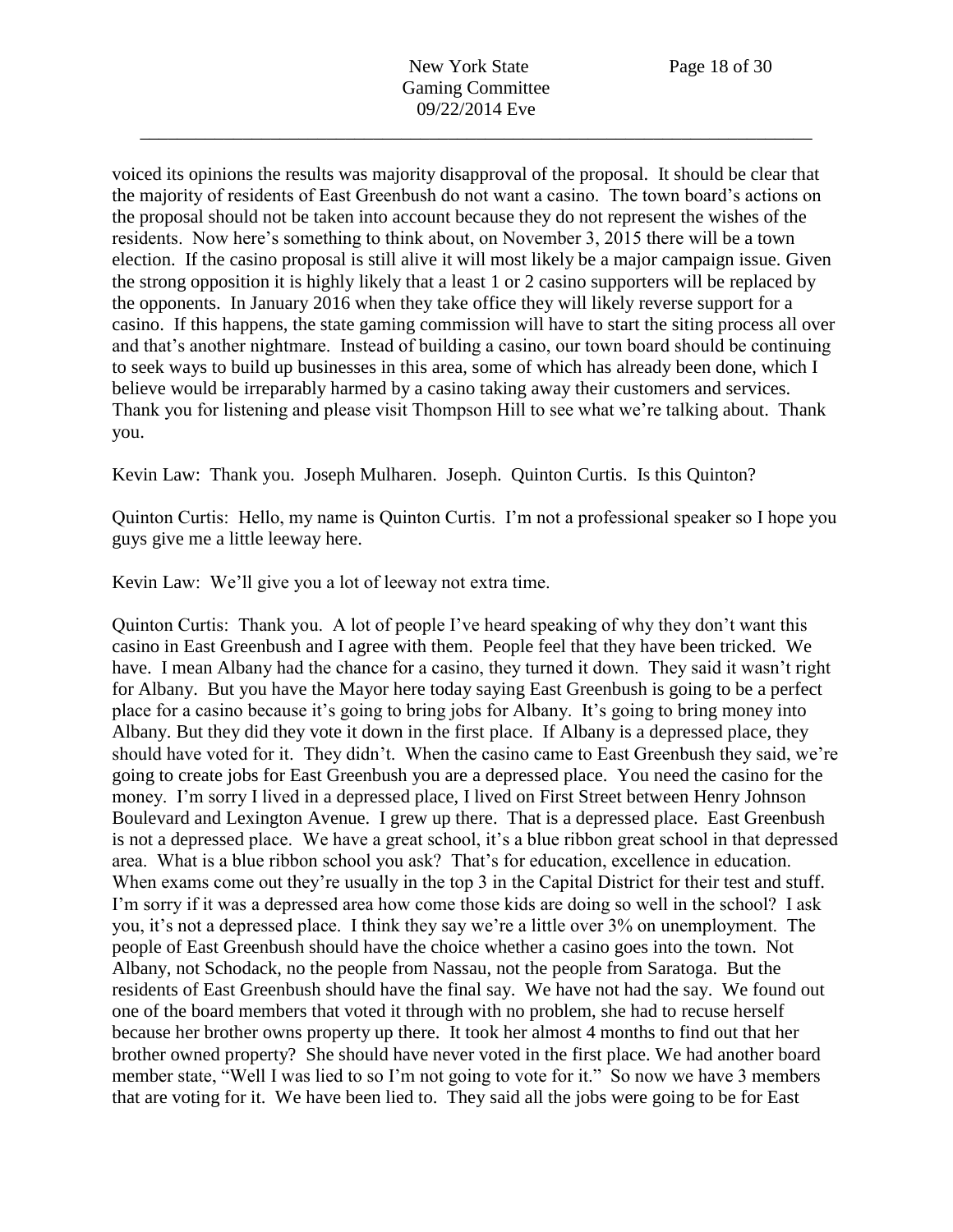voiced its opinions the results was majority disapproval of the proposal. It should be clear that the majority of residents of East Greenbush do not want a casino. The town board's actions on the proposal should not be taken into account because they do not represent the wishes of the residents. Now here's something to think about, on November 3, 2015 there will be a town election. If the casino proposal is still alive it will most likely be a major campaign issue. Given the strong opposition it is highly likely that a least 1 or 2 casino supporters will be replaced by the opponents. In January 2016 when they take office they will likely reverse support for a casino. If this happens, the state gaming commission will have to start the siting process all over and that's another nightmare. Instead of building a casino, our town board should be continuing to seek ways to build up businesses in this area, some of which has already been done, which I believe would be irreparably harmed by a casino taking away their customers and services. Thank you for listening and please visit Thompson Hill to see what we're talking about. Thank you.

Kevin Law: Thank you. Joseph Mulharen. Joseph. Quinton Curtis. Is this Quinton?

Quinton Curtis: Hello, my name is Quinton Curtis. I'm not a professional speaker so I hope you guys give me a little leeway here.

Kevin Law: We'll give you a lot of leeway not extra time.

Quinton Curtis: Thank you. A lot of people I've heard speaking of why they don't want this casino in East Greenbush and I agree with them. People feel that they have been tricked. We have. I mean Albany had the chance for a casino, they turned it down. They said it wasn't right for Albany. But you have the Mayor here today saying East Greenbush is going to be a perfect place for a casino because it's going to bring jobs for Albany. It's going to bring money into Albany. But they did they vote it down in the first place. If Albany is a depressed place, they should have voted for it. They didn't. When the casino came to East Greenbush they said, we're going to create jobs for East Greenbush you are a depressed place. You need the casino for the money. I'm sorry I lived in a depressed place, I lived on First Street between Henry Johnson Boulevard and Lexington Avenue. I grew up there. That is a depressed place. East Greenbush is not a depressed place. We have a great school, it's a blue ribbon great school in that depressed area. What is a blue ribbon school you ask? That's for education, excellence in education. When exams come out they're usually in the top 3 in the Capital District for their test and stuff. I'm sorry if it was a depressed area how come those kids are doing so well in the school? I ask you, it's not a depressed place. I think they say we're a little over 3% on unemployment. The people of East Greenbush should have the choice whether a casino goes into the town. Not Albany, not Schodack, no the people from Nassau, not the people from Saratoga. But the residents of East Greenbush should have the final say. We have not had the say. We found out one of the board members that voted it through with no problem, she had to recuse herself because her brother owns property up there. It took her almost 4 months to find out that her brother owned property? She should have never voted in the first place. We had another board member state, "Well I was lied to so I'm not going to vote for it." So now we have 3 members that are voting for it. We have been lied to. They said all the jobs were going to be for East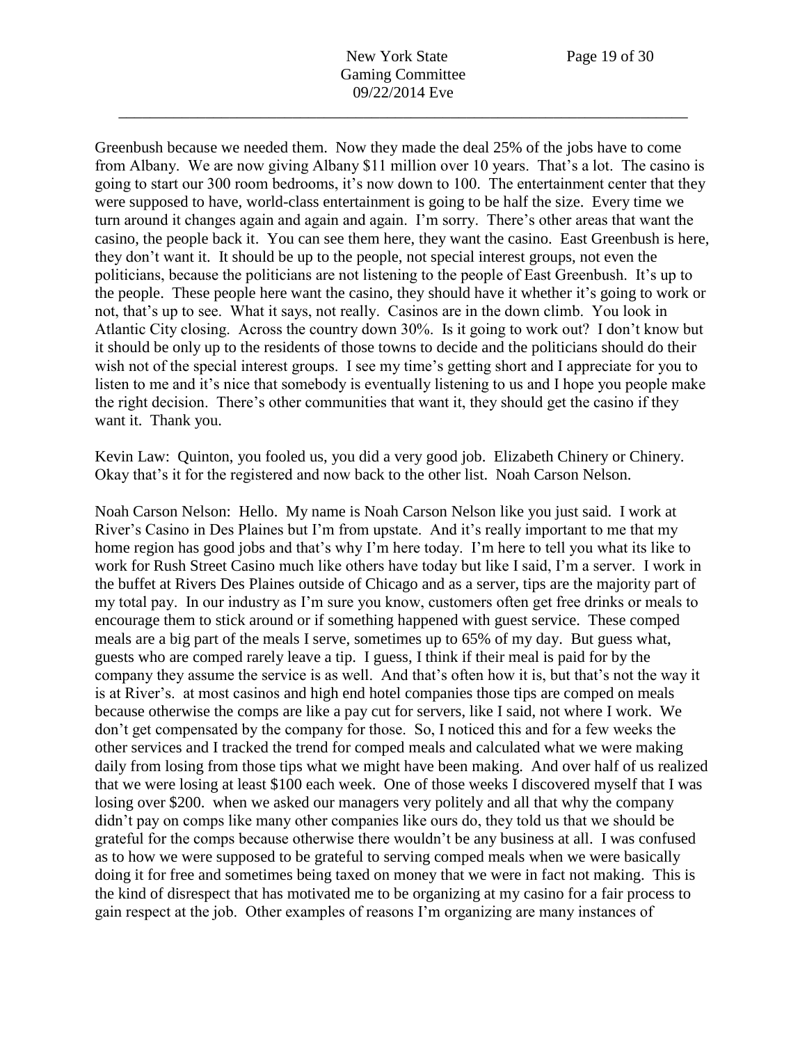Greenbush because we needed them. Now they made the deal 25% of the jobs have to come from Albany. We are now giving Albany $11 million over 10 years. That's a lot. The casino is going to start our 300 room bedrooms, it's now down to 100. The entertainment center that they were supposed to have, world-class entertainment is going to be half the size. Every time we turn around it changes again and again and again. I'm sorry. There's other areas that want the casino, the people back it. You can see them here, they want the casino. East Greenbush is here, they don't want it. It should be up to the people, not special interest groups, not even the politicians, because the politicians are not listening to the people of East Greenbush. It's up to the people. These people here want the casino, they should have it whether it's going to work or not, that's up to see. What it says, not really. Casinos are in the down climb. You look in Atlantic City closing. Across the country down 30%. Is it going to work out? I don't know but it should be only up to the residents of those towns to decide and the politicians should do their wish not of the special interest groups. I see my time's getting short and I appreciate for you to listen to me and it's nice that somebody is eventually listening to us and I hope you people make the right decision. There's other communities that want it, they should get the casino if they want it. Thank you.

Kevin Law: Quinton, you fooled us, you did a very good job. Elizabeth Chinery or Chinery. Okay that's it for the registered and now back to the other list. Noah Carson Nelson.

Noah Carson Nelson: Hello. My name is Noah Carson Nelson like you just said. I work at River's Casino in Des Plaines but I'm from upstate. And it's really important to me that my home region has good jobs and that's why I'm here today. I'm here to tell you what its like to work for Rush Street Casino much like others have today but like I said, I'm a server. I work in the buffet at Rivers Des Plaines outside of Chicago and as a server, tips are the majority part of my total pay. In our industry as I'm sure you know, customers often get free drinks or meals to encourage them to stick around or if something happened with guest service. These comped meals are a big part of the meals I serve, sometimes up to 65% of my day. But guess what, guests who are comped rarely leave a tip. I guess, I think if their meal is paid for by the company they assume the service is as well. And that's often how it is, but that's not the way it is at River's. at most casinos and high end hotel companies those tips are comped on meals because otherwise the comps are like a pay cut for servers, like I said, not where I work. We don't get compensated by the company for those. So, I noticed this and for a few weeks the other services and I tracked the trend for comped meals and calculated what we were making daily from losing from those tips what we might have been making. And over half of us realized that we were losing at least $100 each week. One of those weeks I discovered myself that I was losing over $200. when we asked our managers very politely and all that why the company didn't pay on comps like many other companies like ours do, they told us that we should be grateful for the comps because otherwise there wouldn't be any business at all. I was confused as to how we were supposed to be grateful to serving comped meals when we were basically doing it for free and sometimes being taxed on money that we were in fact not making. This is the kind of disrespect that has motivated me to be organizing at my casino for a fair process to gain respect at the job. Other examples of reasons I'm organizing are many instances of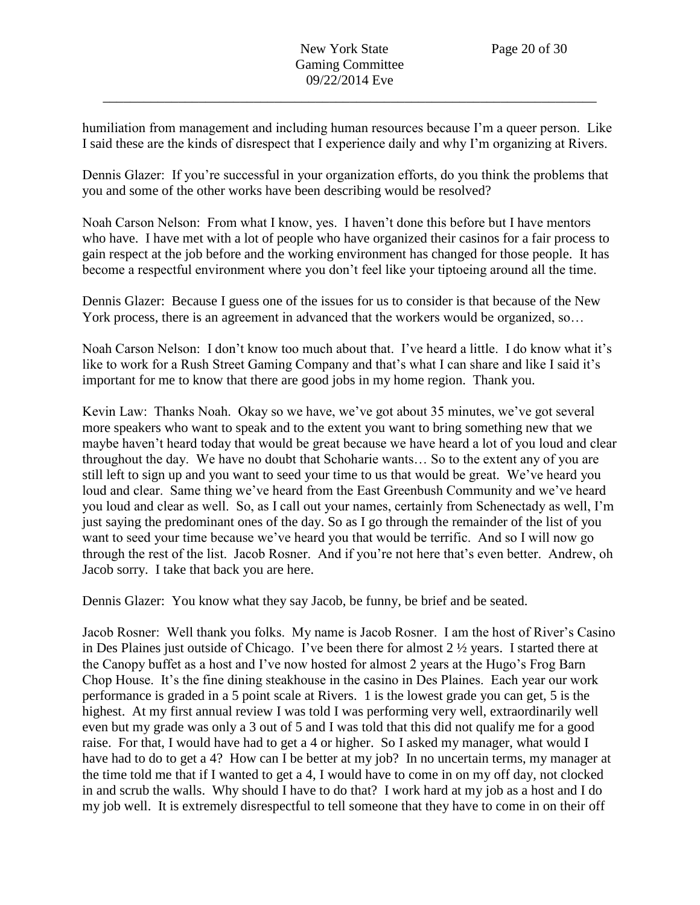humiliation from management and including human resources because I'm a queer person. Like I said these are the kinds of disrespect that I experience daily and why I'm organizing at Rivers.

Dennis Glazer: If you're successful in your organization efforts, do you think the problems that you and some of the other works have been describing would be resolved?

Noah Carson Nelson: From what I know, yes. I haven't done this before but I have mentors who have. I have met with a lot of people who have organized their casinos for a fair process to gain respect at the job before and the working environment has changed for those people. It has become a respectful environment where you don't feel like your tiptoeing around all the time.

Dennis Glazer: Because I guess one of the issues for us to consider is that because of the New York process, there is an agreement in advanced that the workers would be organized, so…

Noah Carson Nelson: I don't know too much about that. I've heard a little. I do know what it's like to work for a Rush Street Gaming Company and that's what I can share and like I said it's important for me to know that there are good jobs in my home region. Thank you.

Kevin Law: Thanks Noah. Okay so we have, we've got about 35 minutes, we've got several more speakers who want to speak and to the extent you want to bring something new that we maybe haven't heard today that would be great because we have heard a lot of you loud and clear throughout the day. We have no doubt that Schoharie wants… So to the extent any of you are still left to sign up and you want to seed your time to us that would be great. We've heard you loud and clear. Same thing we've heard from the East Greenbush Community and we've heard you loud and clear as well. So, as I call out your names, certainly from Schenectady as well, I'm just saying the predominant ones of the day. So as I go through the remainder of the list of you want to seed your time because we've heard you that would be terrific. And so I will now go through the rest of the list. Jacob Rosner. And if you're not here that's even better. Andrew, oh Jacob sorry. I take that back you are here.

Dennis Glazer: You know what they say Jacob, be funny, be brief and be seated.

Jacob Rosner: Well thank you folks. My name is Jacob Rosner. I am the host of River's Casino in Des Plaines just outside of Chicago. I've been there for almost 2 ½ years. I started there at the Canopy buffet as a host and I've now hosted for almost 2 years at the Hugo's Frog Barn Chop House. It's the fine dining steakhouse in the casino in Des Plaines. Each year our work performance is graded in a 5 point scale at Rivers. 1 is the lowest grade you can get, 5 is the highest. At my first annual review I was told I was performing very well, extraordinarily well even but my grade was only a 3 out of 5 and I was told that this did not qualify me for a good raise. For that, I would have had to get a 4 or higher. So I asked my manager, what would I have had to do to get a 4? How can I be better at my job? In no uncertain terms, my manager at the time told me that if I wanted to get a 4, I would have to come in on my off day, not clocked in and scrub the walls. Why should I have to do that? I work hard at my job as a host and I do my job well. It is extremely disrespectful to tell someone that they have to come in on their off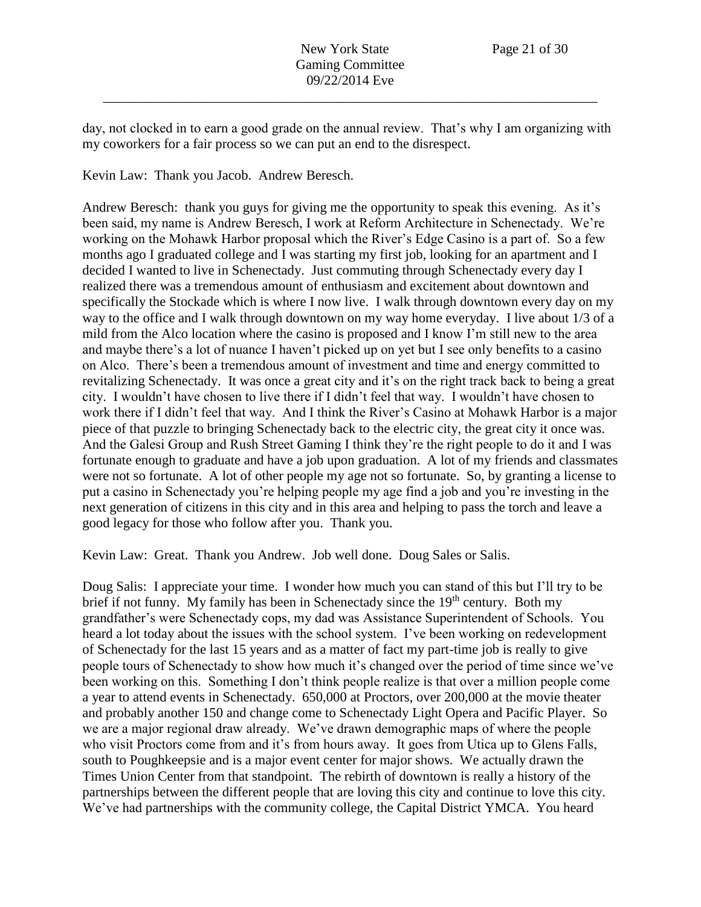day, not clocked in to earn a good grade on the annual review. That's why I am organizing with my coworkers for a fair process so we can put an end to the disrespect.

Kevin Law: Thank you Jacob. Andrew Beresch.

Andrew Beresch: thank you guys for giving me the opportunity to speak this evening. As it's been said, my name is Andrew Beresch, I work at Reform Architecture in Schenectady. We're working on the Mohawk Harbor proposal which the River's Edge Casino is a part of. So a few months ago I graduated college and I was starting my first job, looking for an apartment and I decided I wanted to live in Schenectady. Just commuting through Schenectady every day I realized there was a tremendous amount of enthusiasm and excitement about downtown and specifically the Stockade which is where I now live. I walk through downtown every day on my way to the office and I walk through downtown on my way home everyday. I live about 1/3 of a mild from the Alco location where the casino is proposed and I know I'm still new to the area and maybe there's a lot of nuance I haven't picked up on yet but I see only benefits to a casino on Alco. There's been a tremendous amount of investment and time and energy committed to revitalizing Schenectady. It was once a great city and it's on the right track back to being a great city. I wouldn't have chosen to live there if I didn't feel that way. I wouldn't have chosen to work there if I didn't feel that way. And I think the River's Casino at Mohawk Harbor is a major piece of that puzzle to bringing Schenectady back to the electric city, the great city it once was. And the Galesi Group and Rush Street Gaming I think they're the right people to do it and I was fortunate enough to graduate and have a job upon graduation. A lot of my friends and classmates were not so fortunate. A lot of other people my age not so fortunate. So, by granting a license to put a casino in Schenectady you're helping people my age find a job and you're investing in the next generation of citizens in this city and in this area and helping to pass the torch and leave a good legacy for those who follow after you. Thank you.

Kevin Law: Great. Thank you Andrew. Job well done. Doug Sales or Salis.

Doug Salis: I appreciate your time. I wonder how much you can stand of this but I'll try to be brief if not funny. My family has been in Schenectady since the 19th century. Both my grandfather's were Schenectady cops, my dad was Assistance Superintendent of Schools. You heard a lot today about the issues with the school system. I've been working on redevelopment of Schenectady for the last 15 years and as a matter of fact my part-time job is really to give people tours of Schenectady to show how much it's changed over the period of time since we've been working on this. Something I don't think people realize is that over a million people come a year to attend events in Schenectady. 650,000 at Proctors, over 200,000 at the movie theater and probably another 150 and change come to Schenectady Light Opera and Pacific Player. So we are a major regional draw already. We've drawn demographic maps of where the people who visit Proctors come from and it's from hours away. It goes from Utica up to Glens Falls, south to Poughkeepsie and is a major event center for major shows. We actually drawn the Times Union Center from that standpoint. The rebirth of downtown is really a history of the partnerships between the different people that are loving this city and continue to love this city. We've had partnerships with the community college, the Capital District YMCA. You heard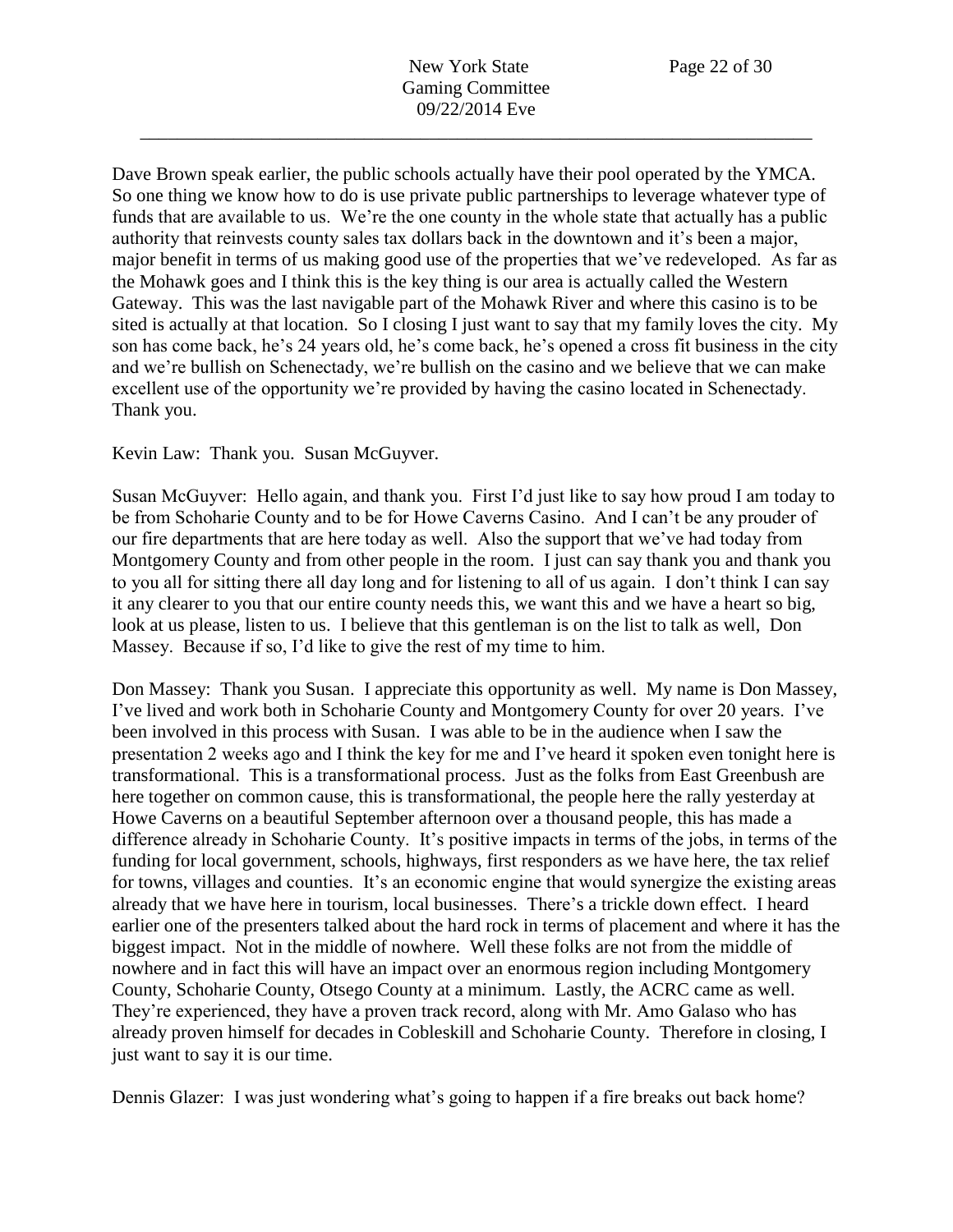Dave Brown speak earlier, the public schools actually have their pool operated by the YMCA. So one thing we know how to do is use private public partnerships to leverage whatever type of funds that are available to us. We're the one county in the whole state that actually has a public authority that reinvests county sales tax dollars back in the downtown and it's been a major, major benefit in terms of us making good use of the properties that we've redeveloped. As far as the Mohawk goes and I think this is the key thing is our area is actually called the Western Gateway. This was the last navigable part of the Mohawk River and where this casino is to be sited is actually at that location. So I closing I just want to say that my family loves the city. My son has come back, he's 24 years old, he's come back, he's opened a cross fit business in the city and we're bullish on Schenectady, we're bullish on the casino and we believe that we can make excellent use of the opportunity we're provided by having the casino located in Schenectady. Thank you.

Kevin Law: Thank you. Susan McGuyver.

Susan McGuyver: Hello again, and thank you. First I'd just like to say how proud I am today to be from Schoharie County and to be for Howe Caverns Casino. And I can't be any prouder of our fire departments that are here today as well. Also the support that we've had today from Montgomery County and from other people in the room. I just can say thank you and thank you to you all for sitting there all day long and for listening to all of us again. I don't think I can say it any clearer to you that our entire county needs this, we want this and we have a heart so big, look at us please, listen to us. I believe that this gentleman is on the list to talk as well, Don Massey. Because if so, I'd like to give the rest of my time to him.

Don Massey: Thank you Susan. I appreciate this opportunity as well. My name is Don Massey, I've lived and work both in Schoharie County and Montgomery County for over 20 years. I've been involved in this process with Susan. I was able to be in the audience when I saw the presentation 2 weeks ago and I think the key for me and I've heard it spoken even tonight here is transformational. This is a transformational process. Just as the folks from East Greenbush are here together on common cause, this is transformational, the people here the rally yesterday at Howe Caverns on a beautiful September afternoon over a thousand people, this has made a difference already in Schoharie County. It's positive impacts in terms of the jobs, in terms of the funding for local government, schools, highways, first responders as we have here, the tax relief for towns, villages and counties. It's an economic engine that would synergize the existing areas already that we have here in tourism, local businesses. There's a trickle down effect. I heard earlier one of the presenters talked about the hard rock in terms of placement and where it has the biggest impact. Not in the middle of nowhere. Well these folks are not from the middle of nowhere and in fact this will have an impact over an enormous region including Montgomery County, Schoharie County, Otsego County at a minimum. Lastly, the ACRC came as well. They're experienced, they have a proven track record, along with Mr. Amo Galaso who has already proven himself for decades in Cobleskill and Schoharie County. Therefore in closing, I just want to say it is our time.

Dennis Glazer: I was just wondering what's going to happen if a fire breaks out back home?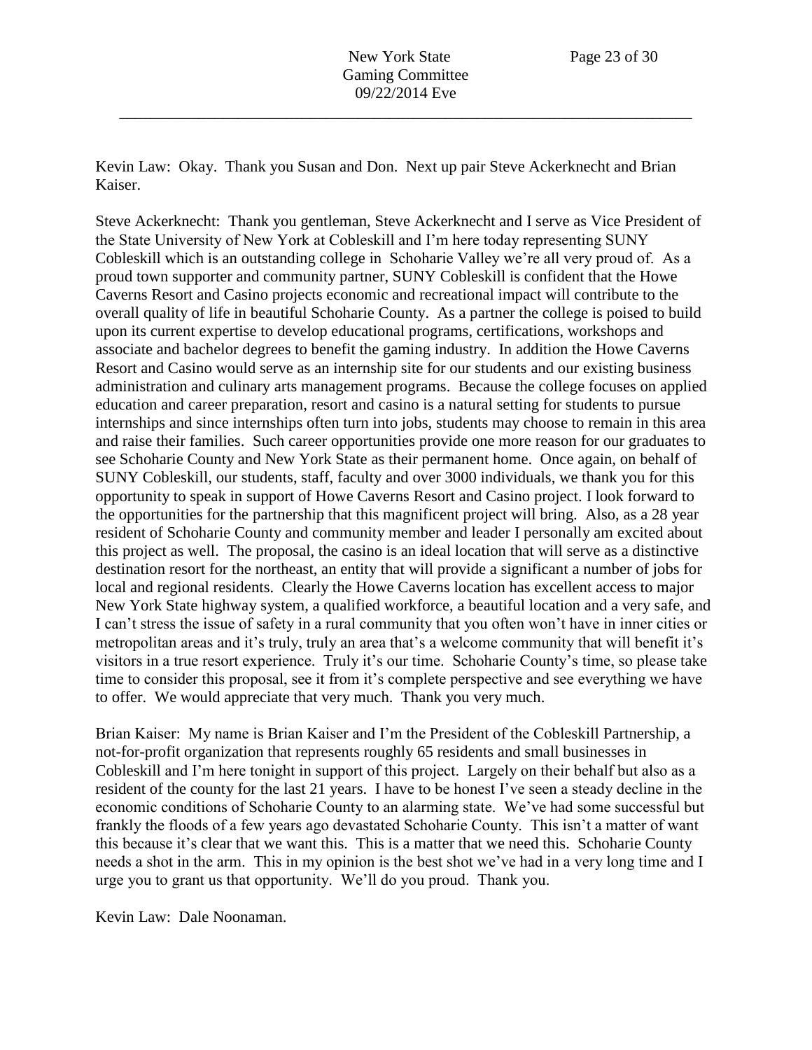Kevin Law: Okay. Thank you Susan and Don. Next up pair Steve Ackerknecht and Brian Kaiser.

Steve Ackerknecht: Thank you gentleman, Steve Ackerknecht and I serve as Vice President of the State University of New York at Cobleskill and I'm here today representing SUNY Cobleskill which is an outstanding college in Schoharie Valley we're all very proud of. As a proud town supporter and community partner, SUNY Cobleskill is confident that the Howe Caverns Resort and Casino projects economic and recreational impact will contribute to the overall quality of life in beautiful Schoharie County. As a partner the college is poised to build upon its current expertise to develop educational programs, certifications, workshops and associate and bachelor degrees to benefit the gaming industry. In addition the Howe Caverns Resort and Casino would serve as an internship site for our students and our existing business administration and culinary arts management programs. Because the college focuses on applied education and career preparation, resort and casino is a natural setting for students to pursue internships and since internships often turn into jobs, students may choose to remain in this area and raise their families. Such career opportunities provide one more reason for our graduates to see Schoharie County and New York State as their permanent home. Once again, on behalf of SUNY Cobleskill, our students, staff, faculty and over 3000 individuals, we thank you for this opportunity to speak in support of Howe Caverns Resort and Casino project. I look forward to the opportunities for the partnership that this magnificent project will bring. Also, as a 28 year resident of Schoharie County and community member and leader I personally am excited about this project as well. The proposal, the casino is an ideal location that will serve as a distinctive destination resort for the northeast, an entity that will provide a significant a number of jobs for local and regional residents. Clearly the Howe Caverns location has excellent access to major New York State highway system, a qualified workforce, a beautiful location and a very safe, and I can't stress the issue of safety in a rural community that you often won't have in inner cities or metropolitan areas and it's truly, truly an area that's a welcome community that will benefit it's visitors in a true resort experience. Truly it's our time. Schoharie County's time, so please take time to consider this proposal, see it from it's complete perspective and see everything we have to offer. We would appreciate that very much. Thank you very much.

Brian Kaiser: My name is Brian Kaiser and I'm the President of the Cobleskill Partnership, a not-for-profit organization that represents roughly 65 residents and small businesses in Cobleskill and I'm here tonight in support of this project. Largely on their behalf but also as a resident of the county for the last 21 years. I have to be honest I've seen a steady decline in the economic conditions of Schoharie County to an alarming state. We've had some successful but frankly the floods of a few years ago devastated Schoharie County. This isn't a matter of want this because it's clear that we want this. This is a matter that we need this. Schoharie County needs a shot in the arm. This in my opinion is the best shot we've had in a very long time and I urge you to grant us that opportunity. We'll do you proud. Thank you.

Kevin Law: Dale Noonaman.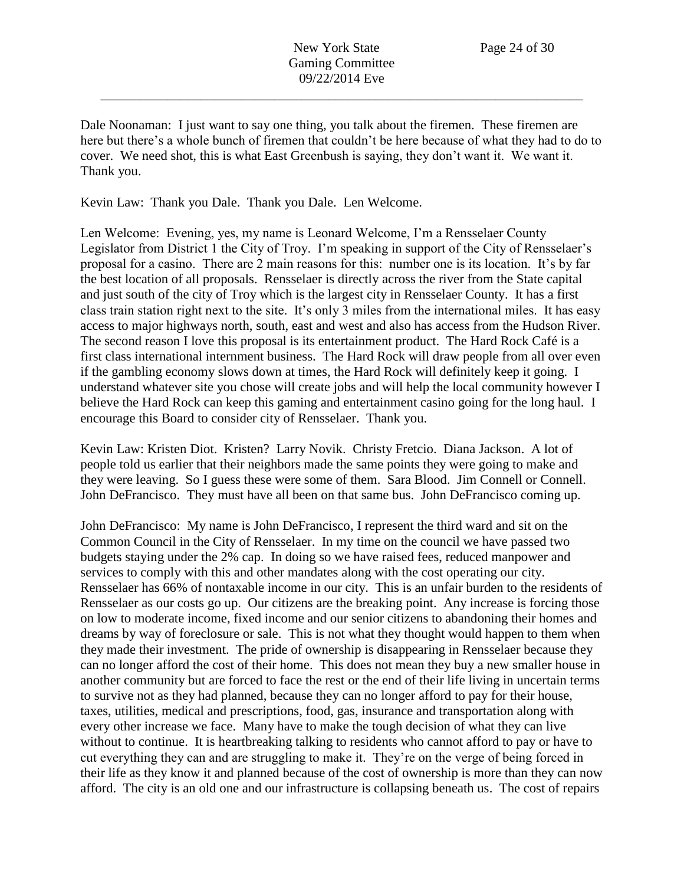Dale Noonaman: I just want to say one thing, you talk about the firemen. These firemen are here but there's a whole bunch of firemen that couldn't be here because of what they had to do to cover. We need shot, this is what East Greenbush is saying, they don't want it. We want it. Thank you.

Kevin Law: Thank you Dale. Thank you Dale. Len Welcome.

Len Welcome: Evening, yes, my name is Leonard Welcome, I'm a Rensselaer County Legislator from District 1 the City of Troy. I'm speaking in support of the City of Rensselaer's proposal for a casino. There are 2 main reasons for this: number one is its location. It's by far the best location of all proposals. Rensselaer is directly across the river from the State capital and just south of the city of Troy which is the largest city in Rensselaer County. It has a first class train station right next to the site. It's only 3 miles from the international miles. It has easy access to major highways north, south, east and west and also has access from the Hudson River. The second reason I love this proposal is its entertainment product. The Hard Rock Café is a first class international internment business. The Hard Rock will draw people from all over even if the gambling economy slows down at times, the Hard Rock will definitely keep it going. I understand whatever site you chose will create jobs and will help the local community however I believe the Hard Rock can keep this gaming and entertainment casino going for the long haul. I encourage this Board to consider city of Rensselaer. Thank you.

Kevin Law: Kristen Diot. Kristen? Larry Novik. Christy Fretcio. Diana Jackson. A lot of people told us earlier that their neighbors made the same points they were going to make and they were leaving. So I guess these were some of them. Sara Blood. Jim Connell or Connell. John DeFrancisco. They must have all been on that same bus. John DeFrancisco coming up.

John DeFrancisco: My name is John DeFrancisco, I represent the third ward and sit on the Common Council in the City of Rensselaer. In my time on the council we have passed two budgets staying under the 2% cap. In doing so we have raised fees, reduced manpower and services to comply with this and other mandates along with the cost operating our city. Rensselaer has 66% of nontaxable income in our city. This is an unfair burden to the residents of Rensselaer as our costs go up. Our citizens are the breaking point. Any increase is forcing those on low to moderate income, fixed income and our senior citizens to abandoning their homes and dreams by way of foreclosure or sale. This is not what they thought would happen to them when they made their investment. The pride of ownership is disappearing in Rensselaer because they can no longer afford the cost of their home. This does not mean they buy a new smaller house in another community but are forced to face the rest or the end of their life living in uncertain terms to survive not as they had planned, because they can no longer afford to pay for their house, taxes, utilities, medical and prescriptions, food, gas, insurance and transportation along with every other increase we face. Many have to make the tough decision of what they can live without to continue. It is heartbreaking talking to residents who cannot afford to pay or have to cut everything they can and are struggling to make it. They're on the verge of being forced in their life as they know it and planned because of the cost of ownership is more than they can now afford. The city is an old one and our infrastructure is collapsing beneath us. The cost of repairs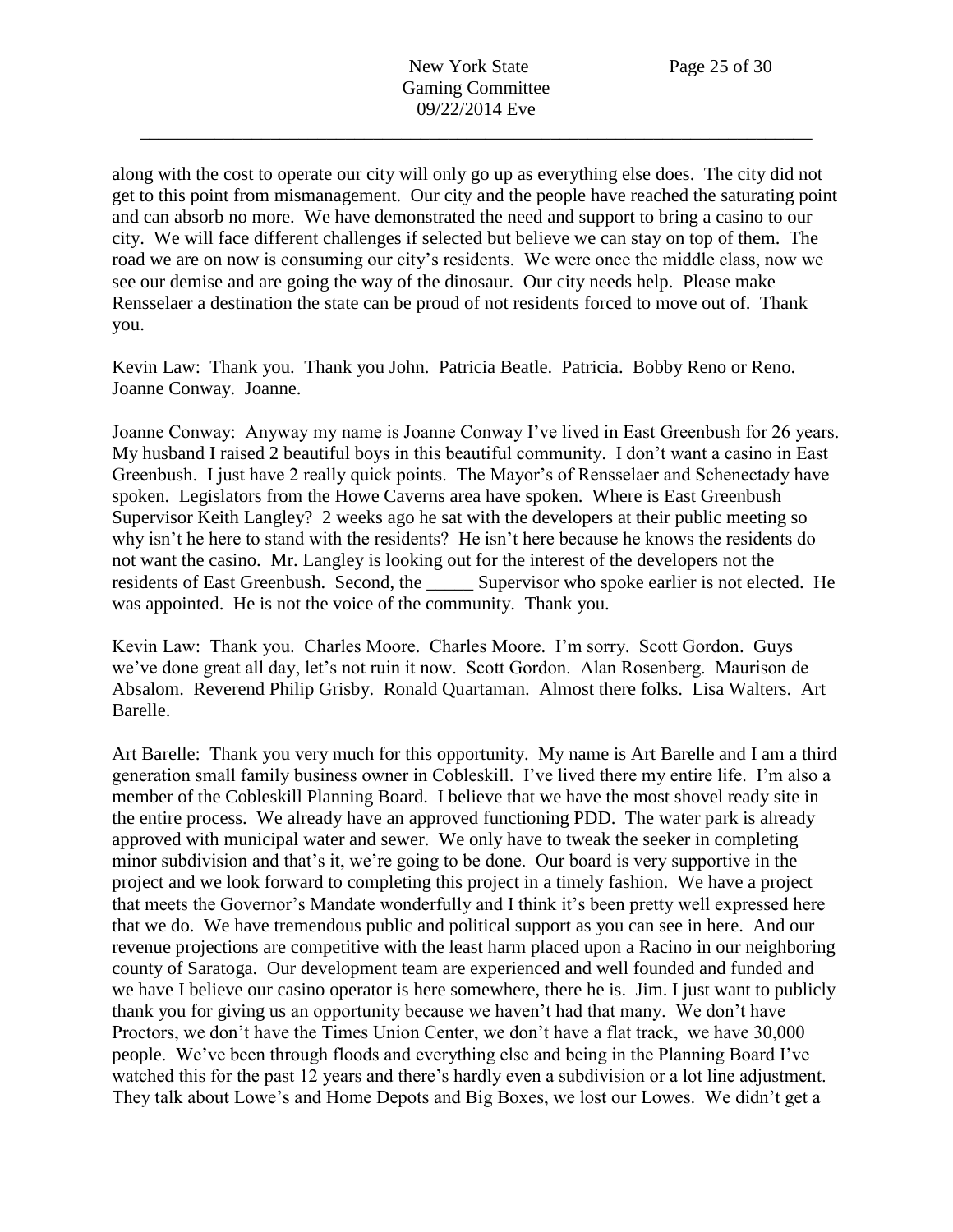along with the cost to operate our city will only go up as everything else does. The city did not get to this point from mismanagement. Our city and the people have reached the saturating point and can absorb no more. We have demonstrated the need and support to bring a casino to our city. We will face different challenges if selected but believe we can stay on top of them. The road we are on now is consuming our city's residents. We were once the middle class, now we see our demise and are going the way of the dinosaur. Our city needs help. Please make Rensselaer a destination the state can be proud of not residents forced to move out of. Thank you.

Kevin Law: Thank you. Thank you John. Patricia Beatle. Patricia. Bobby Reno or Reno. Joanne Conway. Joanne.

Joanne Conway: Anyway my name is Joanne Conway I've lived in East Greenbush for 26 years. My husband I raised 2 beautiful boys in this beautiful community. I don't want a casino in East Greenbush. I just have 2 really quick points. The Mayor's of Rensselaer and Schenectady have spoken. Legislators from the Howe Caverns area have spoken. Where is East Greenbush Supervisor Keith Langley? 2 weeks ago he sat with the developers at their public meeting so why isn't he here to stand with the residents? He isn't here because he knows the residents do not want the casino. Mr. Langley is looking out for the interest of the developers not the residents of East Greenbush. Second, the _____ Supervisor who spoke earlier is not elected. He was appointed. He is not the voice of the community. Thank you.

Kevin Law: Thank you. Charles Moore. Charles Moore. I'm sorry. Scott Gordon. Guys we've done great all day, let's not ruin it now. Scott Gordon. Alan Rosenberg. Maurison de Absalom. Reverend Philip Grisby. Ronald Quartaman. Almost there folks. Lisa Walters. Art Barelle.

Art Barelle: Thank you very much for this opportunity. My name is Art Barelle and I am a third generation small family business owner in Cobleskill. I've lived there my entire life. I'm also a member of the Cobleskill Planning Board. I believe that we have the most shovel ready site in the entire process. We already have an approved functioning PDD. The water park is already approved with municipal water and sewer. We only have to tweak the seeker in completing minor subdivision and that's it, we're going to be done. Our board is very supportive in the project and we look forward to completing this project in a timely fashion. We have a project that meets the Governor's Mandate wonderfully and I think it's been pretty well expressed here that we do. We have tremendous public and political support as you can see in here. And our revenue projections are competitive with the least harm placed upon a Racino in our neighboring county of Saratoga. Our development team are experienced and well founded and funded and we have I believe our casino operator is here somewhere, there he is. Jim. I just want to publicly thank you for giving us an opportunity because we haven't had that many. We don't have Proctors, we don't have the Times Union Center, we don't have a flat track, we have 30,000 people. We've been through floods and everything else and being in the Planning Board I've watched this for the past 12 years and there's hardly even a subdivision or a lot line adjustment. They talk about Lowe's and Home Depots and Big Boxes, we lost our Lowes. We didn't get a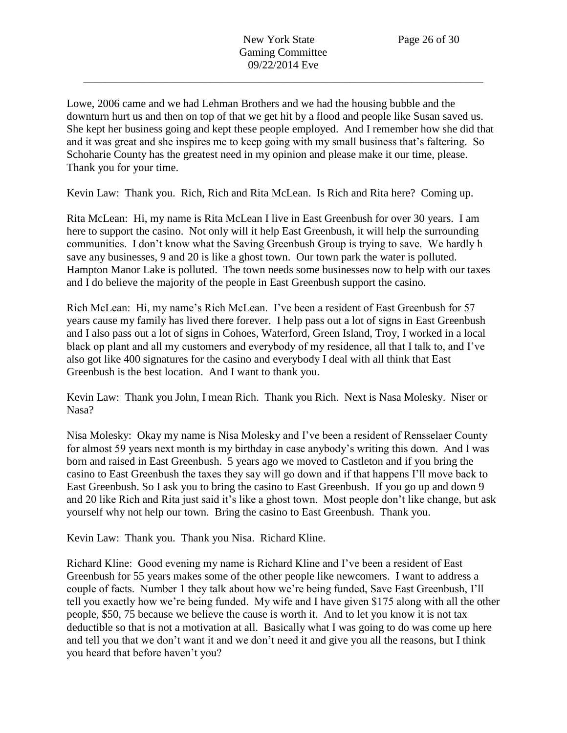Lowe, 2006 came and we had Lehman Brothers and we had the housing bubble and the downturn hurt us and then on top of that we get hit by a flood and people like Susan saved us. She kept her business going and kept these people employed. And I remember how she did that and it was great and she inspires me to keep going with my small business that's faltering. So Schoharie County has the greatest need in my opinion and please make it our time, please. Thank you for your time.

Kevin Law: Thank you. Rich, Rich and Rita McLean. Is Rich and Rita here? Coming up.

Rita McLean: Hi, my name is Rita McLean I live in East Greenbush for over 30 years. I am here to support the casino. Not only will it help East Greenbush, it will help the surrounding communities. I don't know what the Saving Greenbush Group is trying to save. We hardly h save any businesses, 9 and 20 is like a ghost town. Our town park the water is polluted. Hampton Manor Lake is polluted. The town needs some businesses now to help with our taxes and I do believe the majority of the people in East Greenbush support the casino.

Rich McLean: Hi, my name's Rich McLean. I've been a resident of East Greenbush for 57 years cause my family has lived there forever. I help pass out a lot of signs in East Greenbush and I also pass out a lot of signs in Cohoes, Waterford, Green Island, Troy, I worked in a local black op plant and all my customers and everybody of my residence, all that I talk to, and I've also got like 400 signatures for the casino and everybody I deal with all think that East Greenbush is the best location. And I want to thank you.

Kevin Law: Thank you John, I mean Rich. Thank you Rich. Next is Nasa Molesky. Niser or Nasa?

Nisa Molesky: Okay my name is Nisa Molesky and I've been a resident of Rensselaer County for almost 59 years next month is my birthday in case anybody's writing this down. And I was born and raised in East Greenbush. 5 years ago we moved to Castleton and if you bring the casino to East Greenbush the taxes they say will go down and if that happens I'll move back to East Greenbush. So I ask you to bring the casino to East Greenbush. If you go up and down 9 and 20 like Rich and Rita just said it's like a ghost town. Most people don't like change, but ask yourself why not help our town. Bring the casino to East Greenbush. Thank you.

Kevin Law: Thank you. Thank you Nisa. Richard Kline.

Richard Kline: Good evening my name is Richard Kline and I've been a resident of East Greenbush for 55 years makes some of the other people like newcomers. I want to address a couple of facts. Number 1 they talk about how we're being funded, Save East Greenbush, I'll tell you exactly how we're being funded. My wife and I have given \$175 along with all the other people, \$50, 75 because we believe the cause is worth it. And to let you know it is not tax deductible so that is not a motivation at all. Basically what I was going to do was come up here and tell you that we don't want it and we don't need it and give you all the reasons, but I think you heard that before haven't you?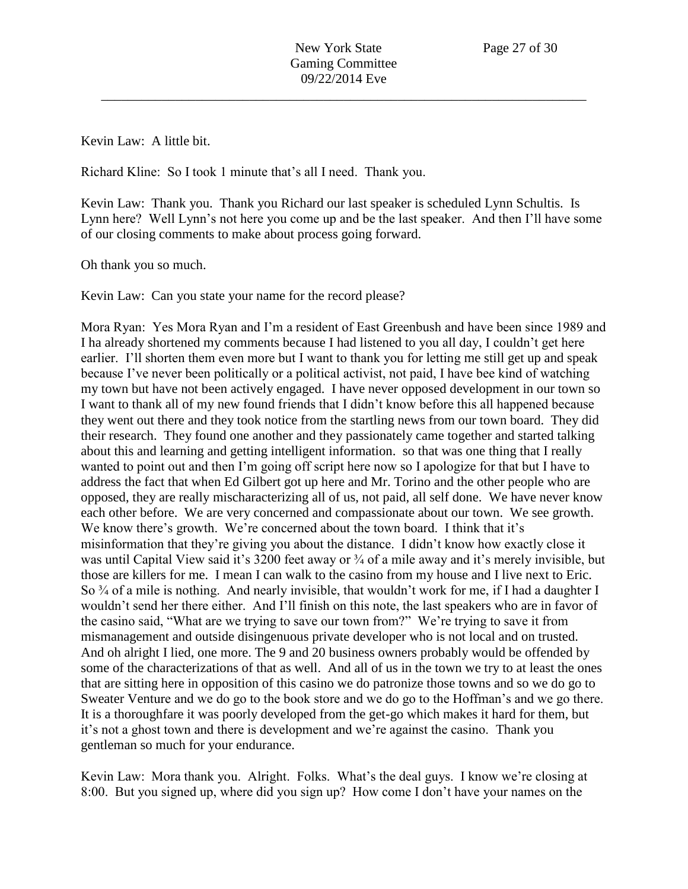Kevin Law: A little bit.

Richard Kline: So I took 1 minute that's all I need. Thank you.

Kevin Law: Thank you. Thank you Richard our last speaker is scheduled Lynn Schultis. Is Lynn here? Well Lynn's not here you come up and be the last speaker. And then I'll have some of our closing comments to make about process going forward.

Oh thank you so much.

Kevin Law: Can you state your name for the record please?

Mora Ryan: Yes Mora Ryan and I'm a resident of East Greenbush and have been since 1989 and I ha already shortened my comments because I had listened to you all day, I couldn't get here earlier. I'll shorten them even more but I want to thank you for letting me still get up and speak because I've never been politically or a political activist, not paid, I have bee kind of watching my town but have not been actively engaged. I have never opposed development in our town so I want to thank all of my new found friends that I didn't know before this all happened because they went out there and they took notice from the startling news from our town board. They did their research. They found one another and they passionately came together and started talking about this and learning and getting intelligent information. so that was one thing that I really wanted to point out and then I'm going off script here now so I apologize for that but I have to address the fact that when Ed Gilbert got up here and Mr. Torino and the other people who are opposed, they are really mischaracterizing all of us, not paid, all self done. We have never know each other before. We are very concerned and compassionate about our town. We see growth. We know there's growth. We're concerned about the town board. I think that it's misinformation that they're giving you about the distance. I didn't know how exactly close it was until Capital View said it's 3200 feet away or ¾ of a mile away and it's merely invisible, but those are killers for me. I mean I can walk to the casino from my house and I live next to Eric. So ¾ of a mile is nothing. And nearly invisible, that wouldn't work for me, if I had a daughter I wouldn't send her there either. And I'll finish on this note, the last speakers who are in favor of the casino said, "What are we trying to save our town from?" We're trying to save it from mismanagement and outside disingenuous private developer who is not local and on trusted. And oh alright I lied, one more. The 9 and 20 business owners probably would be offended by some of the characterizations of that as well. And all of us in the town we try to at least the ones that are sitting here in opposition of this casino we do patronize those towns and so we do go to Sweater Venture and we do go to the book store and we do go to the Hoffman's and we go there. It is a thoroughfare it was poorly developed from the get-go which makes it hard for them, but it's not a ghost town and there is development and we're against the casino. Thank you gentleman so much for your endurance.

Kevin Law: Mora thank you. Alright. Folks. What's the deal guys. I know we're closing at 8:00. But you signed up, where did you sign up? How come I don't have your names on the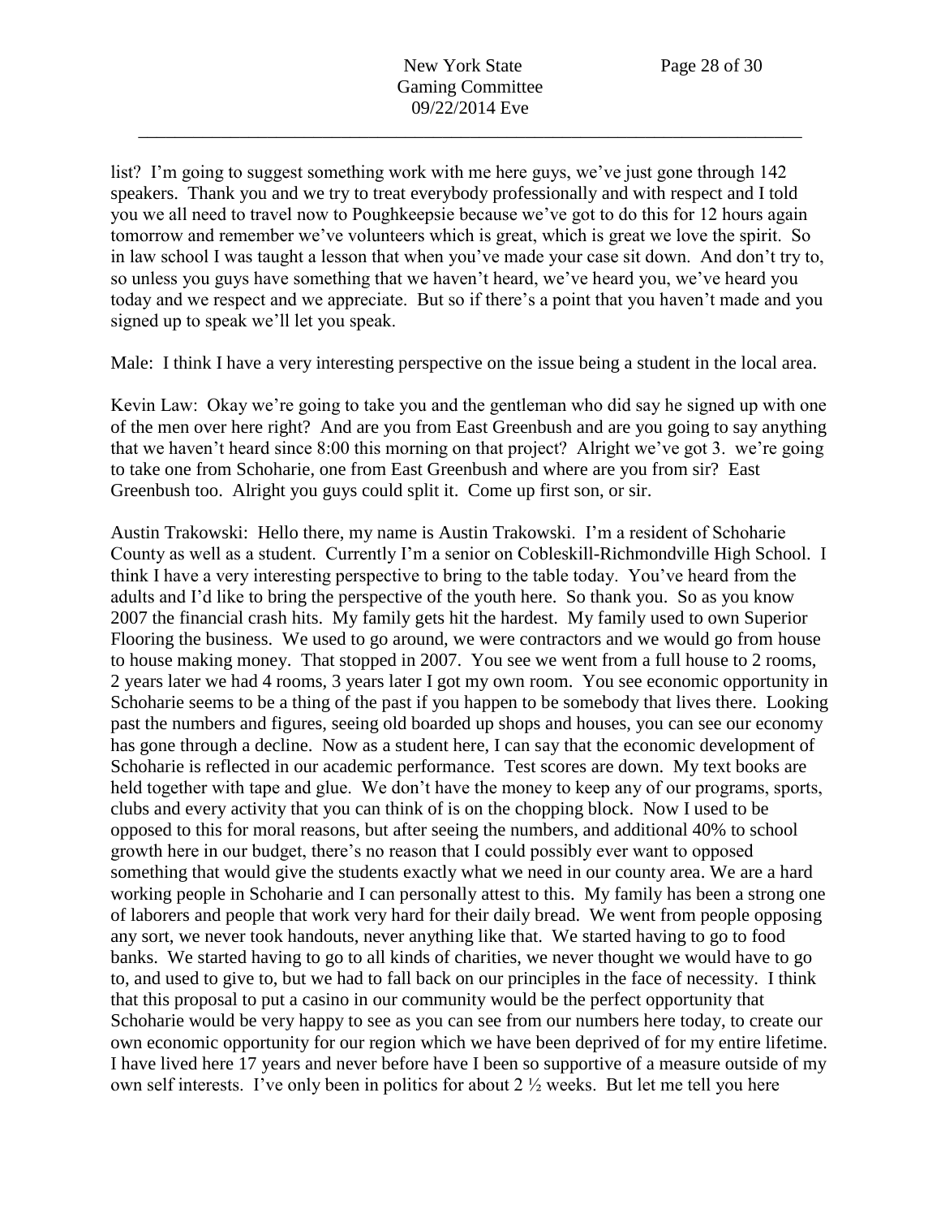list? I'm going to suggest something work with me here guys, we've just gone through 142 speakers. Thank you and we try to treat everybody professionally and with respect and I told you we all need to travel now to Poughkeepsie because we've got to do this for 12 hours again tomorrow and remember we've volunteers which is great, which is great we love the spirit. So in law school I was taught a lesson that when you've made your case sit down. And don't try to, so unless you guys have something that we haven't heard, we've heard you, we've heard you today and we respect and we appreciate. But so if there's a point that you haven't made and you signed up to speak we'll let you speak.

Male: I think I have a very interesting perspective on the issue being a student in the local area.

Kevin Law: Okay we're going to take you and the gentleman who did say he signed up with one of the men over here right? And are you from East Greenbush and are you going to say anything that we haven't heard since 8:00 this morning on that project? Alright we've got 3. we're going to take one from Schoharie, one from East Greenbush and where are you from sir? East Greenbush too. Alright you guys could split it. Come up first son, or sir.

Austin Trakowski: Hello there, my name is Austin Trakowski. I'm a resident of Schoharie County as well as a student. Currently I'm a senior on Cobleskill-Richmondville High School. I think I have a very interesting perspective to bring to the table today. You've heard from the adults and I'd like to bring the perspective of the youth here. So thank you. So as you know 2007 the financial crash hits. My family gets hit the hardest. My family used to own Superior Flooring the business. We used to go around, we were contractors and we would go from house to house making money. That stopped in 2007. You see we went from a full house to 2 rooms, 2 years later we had 4 rooms, 3 years later I got my own room. You see economic opportunity in Schoharie seems to be a thing of the past if you happen to be somebody that lives there. Looking past the numbers and figures, seeing old boarded up shops and houses, you can see our economy has gone through a decline. Now as a student here, I can say that the economic development of Schoharie is reflected in our academic performance. Test scores are down. My text books are held together with tape and glue. We don't have the money to keep any of our programs, sports, clubs and every activity that you can think of is on the chopping block. Now I used to be opposed to this for moral reasons, but after seeing the numbers, and additional 40% to school growth here in our budget, there's no reason that I could possibly ever want to opposed something that would give the students exactly what we need in our county area. We are a hard working people in Schoharie and I can personally attest to this. My family has been a strong one of laborers and people that work very hard for their daily bread. We went from people opposing any sort, we never took handouts, never anything like that. We started having to go to food banks. We started having to go to all kinds of charities, we never thought we would have to go to, and used to give to, but we had to fall back on our principles in the face of necessity. I think that this proposal to put a casino in our community would be the perfect opportunity that Schoharie would be very happy to see as you can see from our numbers here today, to create our own economic opportunity for our region which we have been deprived of for my entire lifetime. I have lived here 17 years and never before have I been so supportive of a measure outside of my own self interests. I've only been in politics for about 2 ½ weeks. But let me tell you here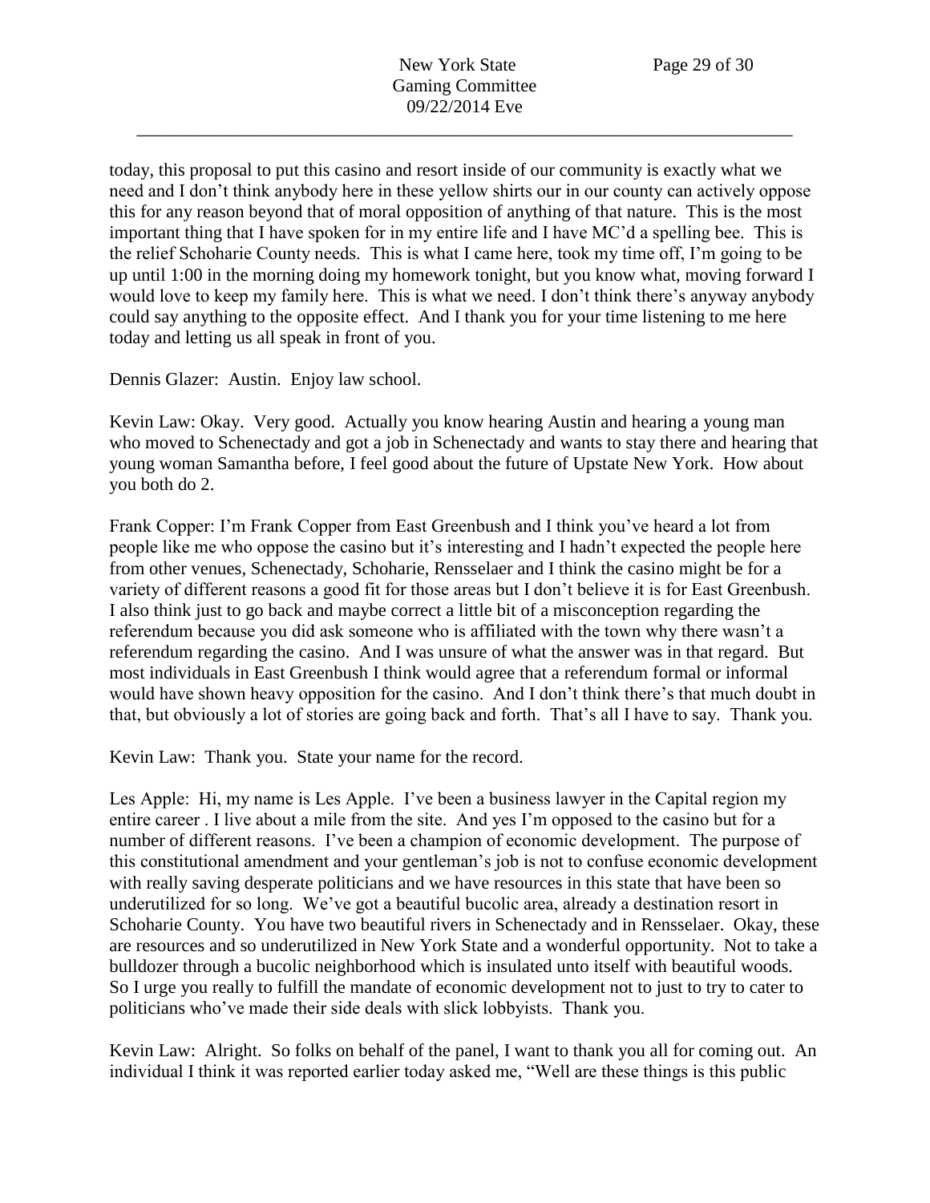today, this proposal to put this casino and resort inside of our community is exactly what we need and I don't think anybody here in these yellow shirts our in our county can actively oppose this for any reason beyond that of moral opposition of anything of that nature. This is the most important thing that I have spoken for in my entire life and I have MC'd a spelling bee. This is the relief Schoharie County needs. This is what I came here, took my time off, I'm going to be up until 1:00 in the morning doing my homework tonight, but you know what, moving forward I would love to keep my family here. This is what we need. I don't think there's anyway anybody could say anything to the opposite effect. And I thank you for your time listening to me here today and letting us all speak in front of you.

Dennis Glazer: Austin. Enjoy law school.

Kevin Law: Okay. Very good. Actually you know hearing Austin and hearing a young man who moved to Schenectady and got a job in Schenectady and wants to stay there and hearing that young woman Samantha before, I feel good about the future of Upstate New York. How about you both do 2.

Frank Copper: I'm Frank Copper from East Greenbush and I think you've heard a lot from people like me who oppose the casino but it's interesting and I hadn't expected the people here from other venues, Schenectady, Schoharie, Rensselaer and I think the casino might be for a variety of different reasons a good fit for those areas but I don't believe it is for East Greenbush. I also think just to go back and maybe correct a little bit of a misconception regarding the referendum because you did ask someone who is affiliated with the town why there wasn't a referendum regarding the casino. And I was unsure of what the answer was in that regard. But most individuals in East Greenbush I think would agree that a referendum formal or informal would have shown heavy opposition for the casino. And I don't think there's that much doubt in that, but obviously a lot of stories are going back and forth. That's all I have to say. Thank you.

Kevin Law: Thank you. State your name for the record.

Les Apple: Hi, my name is Les Apple. I've been a business lawyer in the Capital region my entire career . I live about a mile from the site. And yes I'm opposed to the casino but for a number of different reasons. I've been a champion of economic development. The purpose of this constitutional amendment and your gentleman's job is not to confuse economic development with really saving desperate politicians and we have resources in this state that have been so underutilized for so long. We've got a beautiful bucolic area, already a destination resort in Schoharie County. You have two beautiful rivers in Schenectady and in Rensselaer. Okay, these are resources and so underutilized in New York State and a wonderful opportunity. Not to take a bulldozer through a bucolic neighborhood which is insulated unto itself with beautiful woods. So I urge you really to fulfill the mandate of economic development not to just to try to cater to politicians who've made their side deals with slick lobbyists. Thank you.

Kevin Law: Alright. So folks on behalf of the panel, I want to thank you all for coming out. An individual I think it was reported earlier today asked me, "Well are these things is this public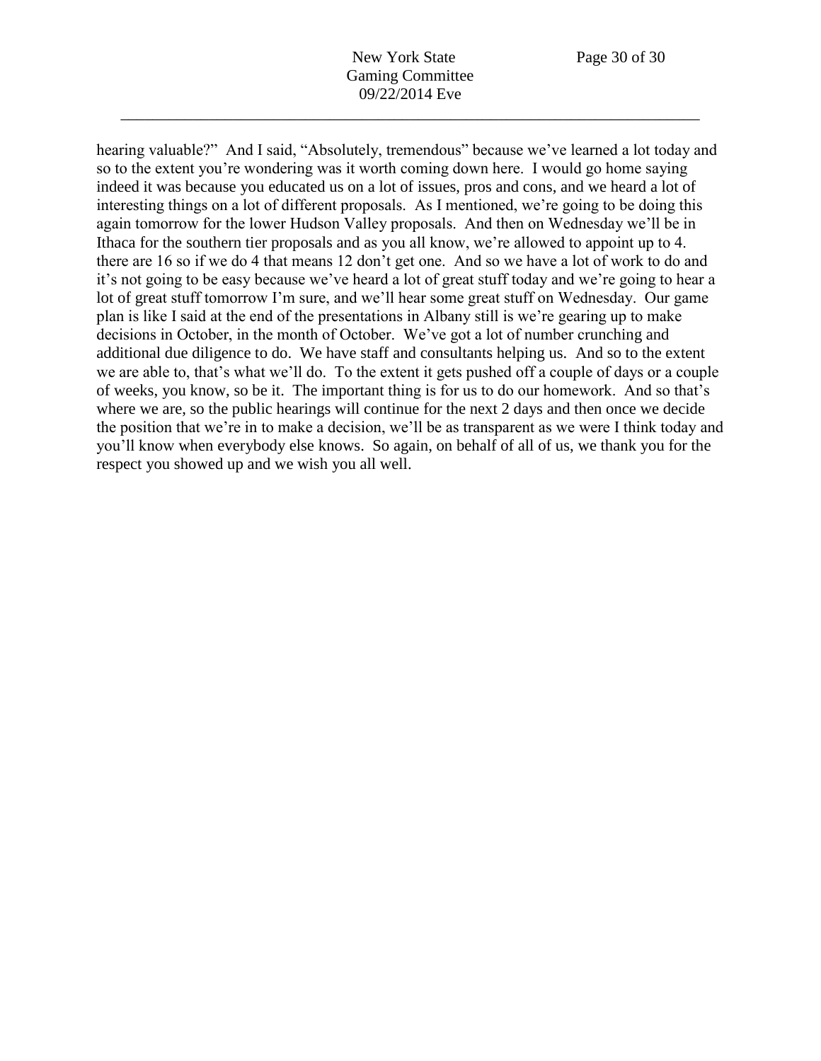hearing valuable?" And I said, "Absolutely, tremendous" because we've learned a lot today and so to the extent you're wondering was it worth coming down here. I would go home saying indeed it was because you educated us on a lot of issues, pros and cons, and we heard a lot of interesting things on a lot of different proposals. As I mentioned, we're going to be doing this again tomorrow for the lower Hudson Valley proposals. And then on Wednesday we'll be in Ithaca for the southern tier proposals and as you all know, we're allowed to appoint up to 4. there are 16 so if we do 4 that means 12 don't get one. And so we have a lot of work to do and it's not going to be easy because we've heard a lot of great stuff today and we're going to hear a lot of great stuff tomorrow I'm sure, and we'll hear some great stuff on Wednesday. Our game plan is like I said at the end of the presentations in Albany still is we're gearing up to make decisions in October, in the month of October. We've got a lot of number crunching and additional due diligence to do. We have staff and consultants helping us. And so to the extent we are able to, that's what we'll do. To the extent it gets pushed off a couple of days or a couple of weeks, you know, so be it. The important thing is for us to do our homework. And so that's where we are, so the public hearings will continue for the next 2 days and then once we decide the position that we're in to make a decision, we'll be as transparent as we were I think today and you'll know when everybody else knows. So again, on behalf of all of us, we thank you for the respect you showed up and we wish you all well.